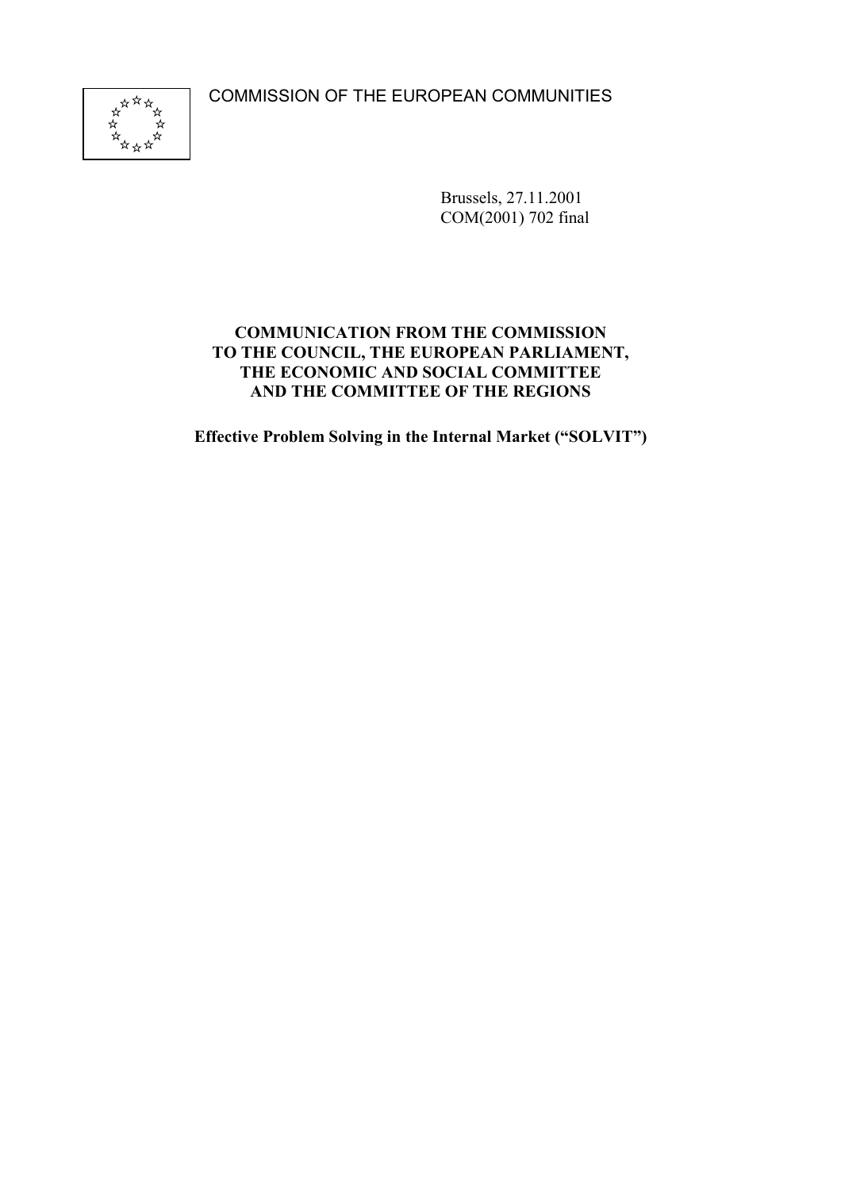COMMISSION OF THE EUROPEAN COMMUNITIES

Brussels, 27.11.2001
COM(2001) 702 final

**COMMUNICATION FROM THE COMMISSION TO THE COUNCIL, THE EUROPEAN PARLIAMENT, THE ECONOMIC AND SOCIAL COMMITTEE AND THE COMMITTEE OF THE REGIONS**

**Effective Problem Solving in the Internal Market ("SOLVIT")**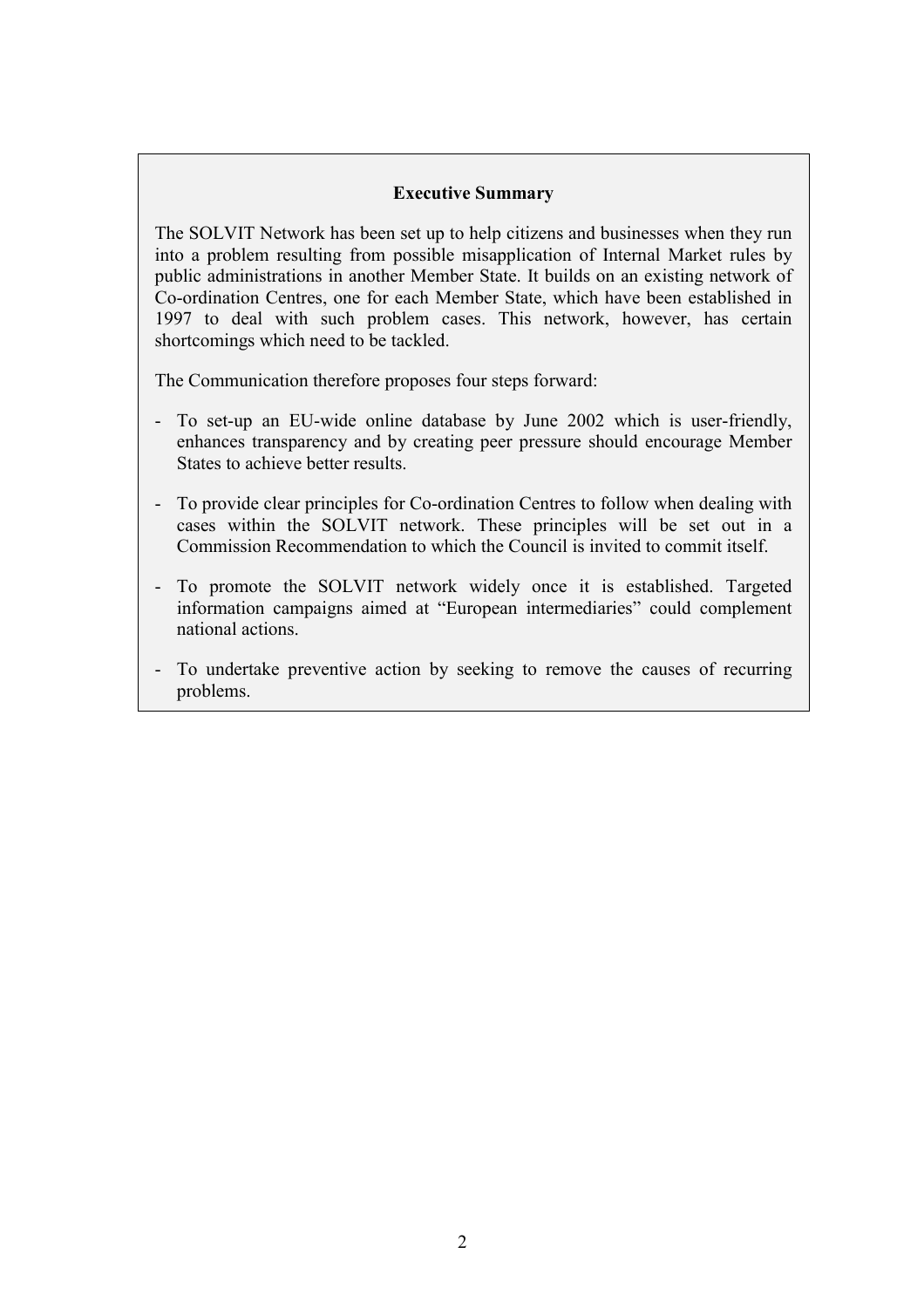**Executive Summary**

The SOLVIT Network has been set up to help citizens and businesses when they run into a problem resulting from possible misapplication of Internal Market rules by public administrations in another Member State. It builds on an existing network of Co-ordination Centres, one for each Member State, which have been established in 1997 to deal with such problem cases. This network, however, has certain shortcomings which need to be tackled.

The Communication therefore proposes four steps forward:

- To set-up an EU-wide online database by June 2002 which is user-friendly, enhances transparency and by creating peer pressure should encourage Member States to achieve better results.
- To provide clear principles for Co-ordination Centres to follow when dealing with cases within the SOLVIT network. These principles will be set out in a Commission Recommendation to which the Council is invited to commit itself.
- To promote the SOLVIT network widely once it is established. Targeted information campaigns aimed at "European intermediaries" could complement national actions.
- To undertake preventive action by seeking to remove the causes of recurring problems.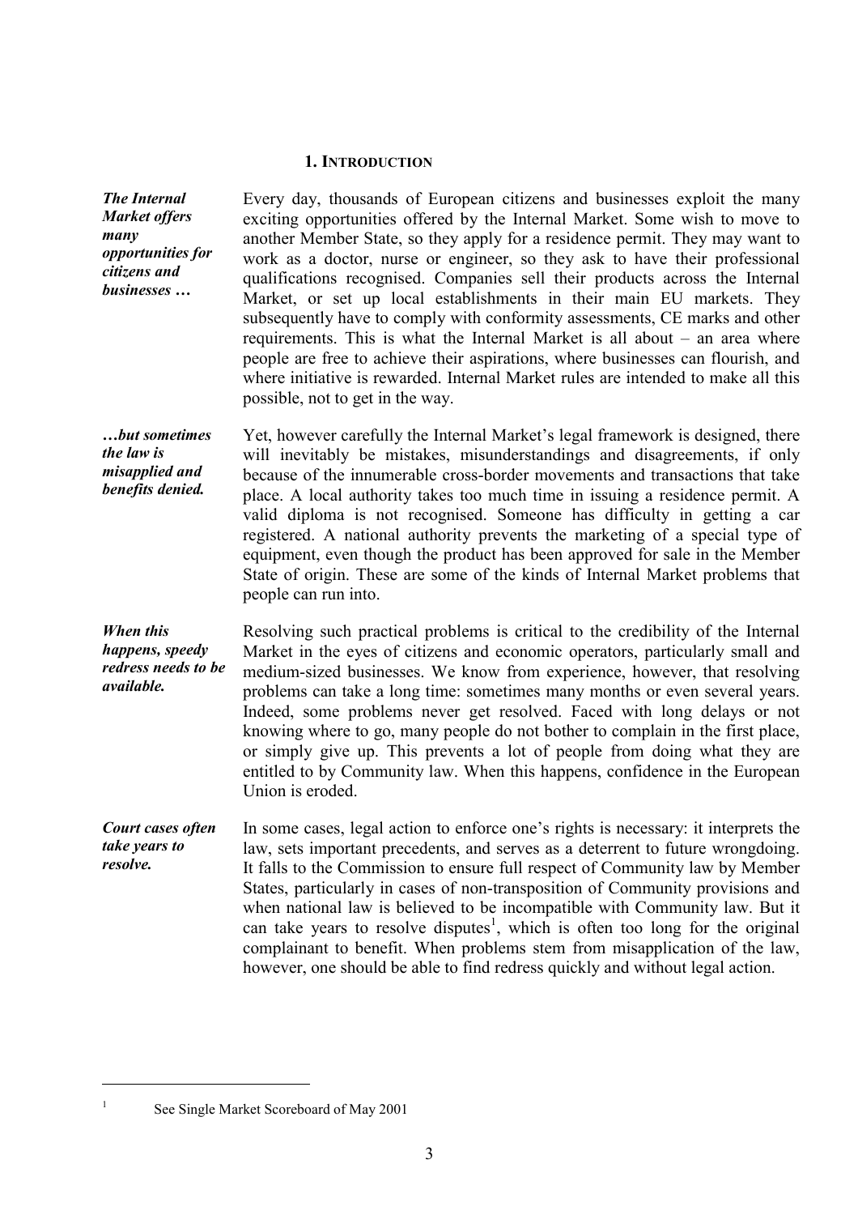## 1. INTRODUCTION

***The Internal Market offers many opportunities for citizens and businesses …***

Every day, thousands of European citizens and businesses exploit the many exciting opportunities offered by the Internal Market. Some wish to move to another Member State, so they apply for a residence permit. They may want to work as a doctor, nurse or engineer, so they ask to have their professional qualifications recognised. Companies sell their products across the Internal Market, or set up local establishments in their main EU markets. They subsequently have to comply with conformity assessments, CE marks and other requirements. This is what the Internal Market is all about – an area where people are free to achieve their aspirations, where businesses can flourish, and where initiative is rewarded. Internal Market rules are intended to make all this possible, not to get in the way.

***…but sometimes the law is misapplied and benefits denied.***

Yet, however carefully the Internal Market's legal framework is designed, there will inevitably be mistakes, misunderstandings and disagreements, if only because of the innumerable cross-border movements and transactions that take place. A local authority takes too much time in issuing a residence permit. A valid diploma is not recognised. Someone has difficulty in getting a car registered. A national authority prevents the marketing of a special type of equipment, even though the product has been approved for sale in the Member State of origin. These are some of the kinds of Internal Market problems that people can run into.

***When this happens, speedy redress needs to be available.***

Resolving such practical problems is critical to the credibility of the Internal Market in the eyes of citizens and economic operators, particularly small and medium-sized businesses. We know from experience, however, that resolving problems can take a long time: sometimes many months or even several years. Indeed, some problems never get resolved. Faced with long delays or not knowing where to go, many people do not bother to complain in the first place, or simply give up. This prevents a lot of people from doing what they are entitled to by Community law. When this happens, confidence in the European Union is eroded.

***Court cases often take years to resolve.***

In some cases, legal action to enforce one's rights is necessary: it interprets the law, sets important precedents, and serves as a deterrent to future wrongdoing. It falls to the Commission to ensure full respect of Community law by Member States, particularly in cases of non-transposition of Community provisions and when national law is believed to be incompatible with Community law. But it can take years to resolve disputes[1], which is often too long for the original complainant to benefit. When problems stem from misapplication of the law, however, one should be able to find redress quickly and without legal action.

[1] See Single Market Scoreboard of May 2001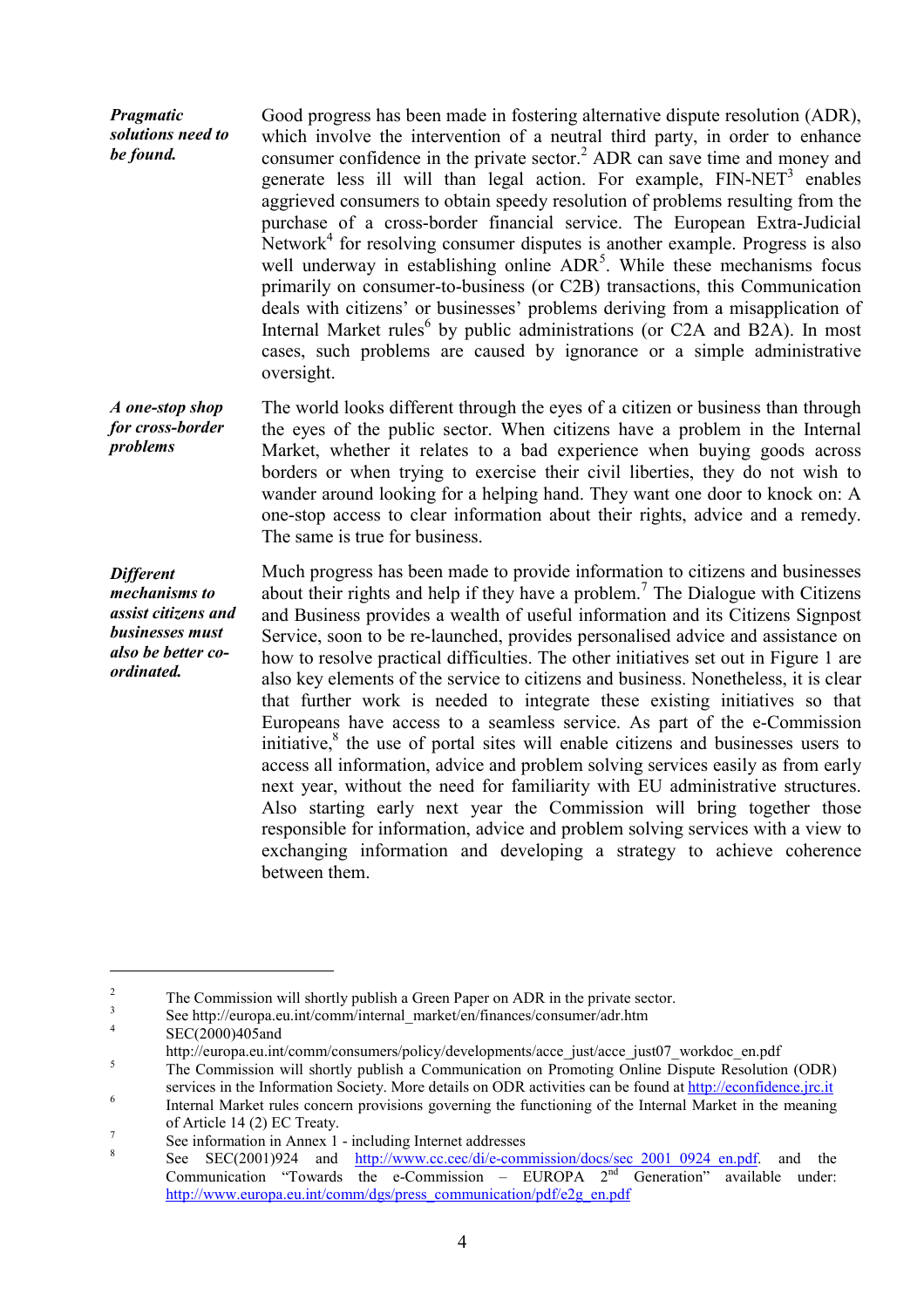***Pragmatic solutions need to be found.***

Good progress has been made in fostering alternative dispute resolution (ADR), which involve the intervention of a neutral third party, in order to enhance consumer confidence in the private sector.[2] ADR can save time and money and generate less ill will than legal action. For example, FIN-NET[3] enables aggrieved consumers to obtain speedy resolution of problems resulting from the purchase of a cross-border financial service. The European Extra-Judicial Network[4] for resolving consumer disputes is another example. Progress is also well underway in establishing online ADR[5]. While these mechanisms focus primarily on consumer-to-business (or C2B) transactions, this Communication deals with citizens' or businesses' problems deriving from a misapplication of Internal Market rules[6] by public administrations (or C2A and B2A). In most cases, such problems are caused by ignorance or a simple administrative oversight.

***A one-stop shop for cross-border problems***

The world looks different through the eyes of a citizen or business than through the eyes of the public sector. When citizens have a problem in the Internal Market, whether it relates to a bad experience when buying goods across borders or when trying to exercise their civil liberties, they do not wish to wander around looking for a helping hand. They want one door to knock on: A one-stop access to clear information about their rights, advice and a remedy. The same is true for business.

***Different mechanisms to assist citizens and businesses must also be better co-ordinated.***

Much progress has been made to provide information to citizens and businesses about their rights and help if they have a problem.[7] The Dialogue with Citizens and Business provides a wealth of useful information and its Citizens Signpost Service, soon to be re-launched, provides personalised advice and assistance on how to resolve practical difficulties. The other initiatives set out in Figure 1 are also key elements of the service to citizens and business. Nonetheless, it is clear that further work is needed to integrate these existing initiatives so that Europeans have access to a seamless service. As part of the e-Commission initiative,[8] the use of portal sites will enable citizens and businesses users to access all information, advice and problem solving services easily as from early next year, without the need for familiarity with EU administrative structures. Also starting early next year the Commission will bring together those responsible for information, advice and problem solving services with a view to exchanging information and developing a strategy to achieve coherence between them.

---

[2] The Commission will shortly publish a Green Paper on ADR in the private sector.

[3] See http://europa.eu.int/comm/internal_market/en/finances/consumer/adr.htm

[4] SEC(2000)405and http://europa.eu.int/comm/consumers/policy/developments/acce_just/acce_just07_workdoc_en.pdf

[5] The Commission will shortly publish a Communication on Promoting Online Dispute Resolution (ODR) services in the Information Society. More details on ODR activities can be found at http://econfidence.jrc.it

[6] Internal Market rules concern provisions governing the functioning of the Internal Market in the meaning of Article 14 (2) EC Treaty.

[7] See information in Annex 1 - including Internet addresses

[8] See SEC(2001)924 and http://www.cc.cec/di/e-commission/docs/sec_2001_0924_en.pdf. and the Communication "Towards the e-Commission – EUROPA 2nd Generation" available under: http://www.europa.eu.int/comm/dgs/press_communication/pdf/e2g_en.pdf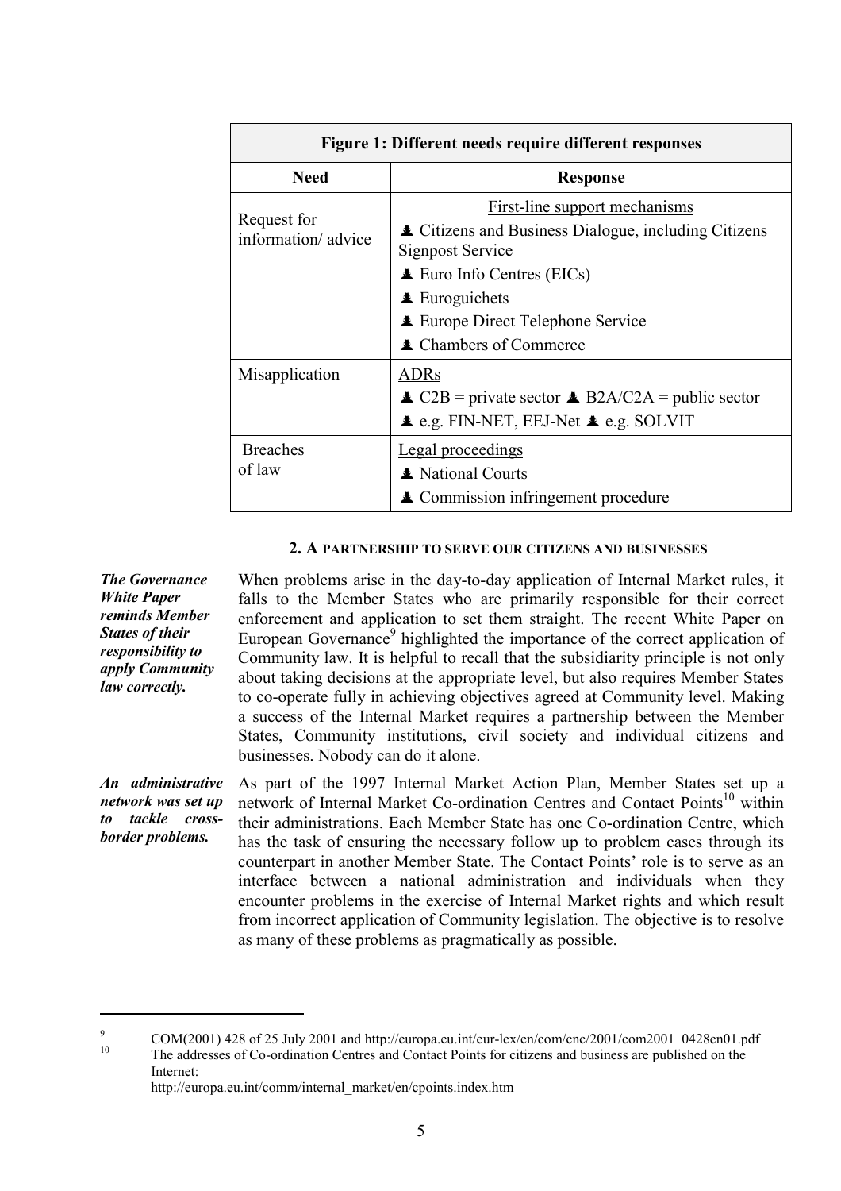| **Figure 1: Different needs require different responses** | |
|---|---|
| **Need** | **Response** |
| Request for information/ advice | First-line support mechanisms<br>♣ Citizens and Business Dialogue, including Citizens Signpost Service<br>♣ Euro Info Centres (EICs)<br>♣ Euroguichets<br>♣ Europe Direct Telephone Service<br>♣ Chambers of Commerce |
| Misapplication | ADRs<br>♣ C2B = private sector ♣ B2A/C2A = public sector<br>♣ e.g. FIN-NET, EEJ-Net ♣ e.g. SOLVIT |
| Breaches of law | Legal proceedings<br>♣ National Courts<br>♣ Commission infringement procedure |

## 2. A PARTNERSHIP TO SERVE OUR CITIZENS AND BUSINESSES

***The Governance White Paper reminds Member States of their responsibility to apply Community law correctly.***

When problems arise in the day-to-day application of Internal Market rules, it falls to the Member States who are primarily responsible for their correct enforcement and application to set them straight. The recent White Paper on European Governance[9] highlighted the importance of the correct application of Community law. It is helpful to recall that the subsidiarity principle is not only about taking decisions at the appropriate level, but also requires Member States to co-operate fully in achieving objectives agreed at Community level. Making a success of the Internal Market requires a partnership between the Member States, Community institutions, civil society and individual citizens and businesses. Nobody can do it alone.

***An administrative network was set up to tackle cross-border problems.***

As part of the 1997 Internal Market Action Plan, Member States set up a network of Internal Market Co-ordination Centres and Contact Points[10] within their administrations. Each Member State has one Co-ordination Centre, which has the task of ensuring the necessary follow up to problem cases through its counterpart in another Member State. The Contact Points' role is to serve as an interface between a national administration and individuals when they encounter problems in the exercise of Internal Market rights and which result from incorrect application of Community legislation. The objective is to resolve as many of these problems as pragmatically as possible.

---

[9] COM(2001) 428 of 25 July 2001 and http://europa.eu.int/eur-lex/en/com/cnc/2001/com2001_0428en01.pdf

[10] The addresses of Co-ordination Centres and Contact Points for citizens and business are published on the Internet: http://europa.eu.int/comm/internal_market/en/cpoints.index.htm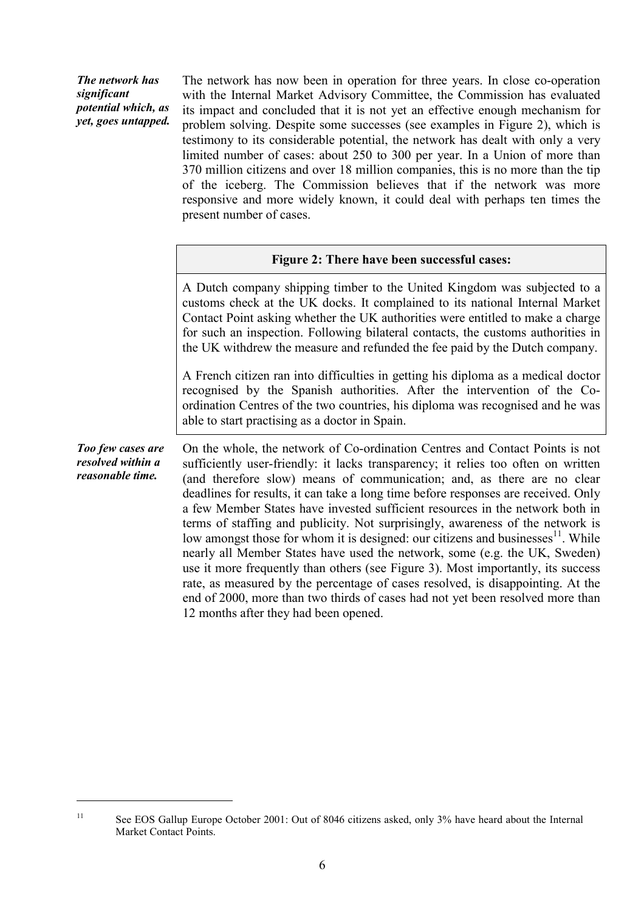***The network has significant potential which, as yet, goes untapped.***

The network has now been in operation for three years. In close co-operation with the Internal Market Advisory Committee, the Commission has evaluated its impact and concluded that it is not yet an effective enough mechanism for problem solving. Despite some successes (see examples in Figure 2), which is testimony to its considerable potential, the network has dealt with only a very limited number of cases: about 250 to 300 per year. In a Union of more than 370 million citizens and over 18 million companies, this is no more than the tip of the iceberg. The Commission believes that if the network was more responsive and more widely known, it could deal with perhaps ten times the present number of cases.

**Figure 2: There have been successful cases:**

A Dutch company shipping timber to the United Kingdom was subjected to a customs check at the UK docks. It complained to its national Internal Market Contact Point asking whether the UK authorities were entitled to make a charge for such an inspection. Following bilateral contacts, the customs authorities in the UK withdrew the measure and refunded the fee paid by the Dutch company.

A French citizen ran into difficulties in getting his diploma as a medical doctor recognised by the Spanish authorities. After the intervention of the Co-ordination Centres of the two countries, his diploma was recognised and he was able to start practising as a doctor in Spain.

***Too few cases are resolved within a reasonable time.***

On the whole, the network of Co-ordination Centres and Contact Points is not sufficiently user-friendly: it lacks transparency; it relies too often on written (and therefore slow) means of communication; and, as there are no clear deadlines for results, it can take a long time before responses are received. Only a few Member States have invested sufficient resources in the network both in terms of staffing and publicity. Not surprisingly, awareness of the network is low amongst those for whom it is designed: our citizens and businesses[11]. While nearly all Member States have used the network, some (e.g. the UK, Sweden) use it more frequently than others (see Figure 3). Most importantly, its success rate, as measured by the percentage of cases resolved, is disappointing. At the end of 2000, more than two thirds of cases had not yet been resolved more than 12 months after they had been opened.

[11] See EOS Gallup Europe October 2001: Out of 8046 citizens asked, only 3% have heard about the Internal Market Contact Points.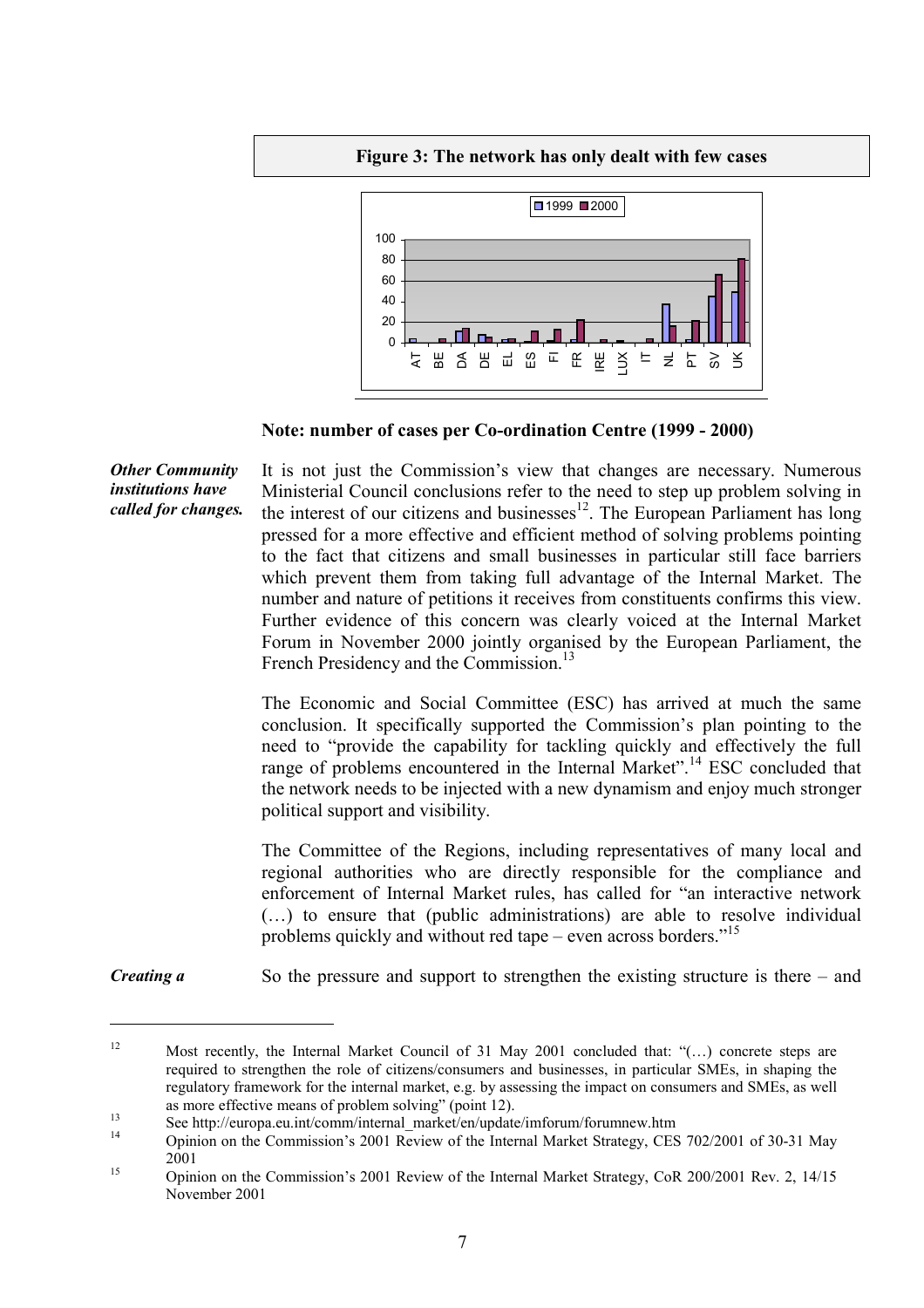**Figure 3: The network has only dealt with few cases**

**Note: number of cases per Co-ordination Centre (1999 - 2000)**

***Other Community institutions have called for changes.***

It is not just the Commission's view that changes are necessary. Numerous Ministerial Council conclusions refer to the need to step up problem solving in the interest of our citizens and businesses[12]. The European Parliament has long pressed for a more effective and efficient method of solving problems pointing to the fact that citizens and small businesses in particular still face barriers which prevent them from taking full advantage of the Internal Market. The number and nature of petitions it receives from constituents confirms this view. Further evidence of this concern was clearly voiced at the Internal Market Forum in November 2000 jointly organised by the European Parliament, the French Presidency and the Commission.[13]

The Economic and Social Committee (ESC) has arrived at much the same conclusion. It specifically supported the Commission's plan pointing to the need to "provide the capability for tackling quickly and effectively the full range of problems encountered in the Internal Market".[14] ESC concluded that the network needs to be injected with a new dynamism and enjoy much stronger political support and visibility.

The Committee of the Regions, including representatives of many local and regional authorities who are directly responsible for the compliance and enforcement of Internal Market rules, has called for "an interactive network (…) to ensure that (public administrations) are able to resolve individual problems quickly and without red tape – even across borders."[15]

***Creating a***

So the pressure and support to strengthen the existing structure is there – and

---

[12] Most recently, the Internal Market Council of 31 May 2001 concluded that: "(…) concrete steps are required to strengthen the role of citizens/consumers and businesses, in particular SMEs, in shaping the regulatory framework for the internal market, e.g. by assessing the impact on consumers and SMEs, as well as more effective means of problem solving" (point 12).

[13] See http://europa.eu.int/comm/internal_market/en/update/imforum/forumnew.htm

[14] Opinion on the Commission's 2001 Review of the Internal Market Strategy, CES 702/2001 of 30-31 May 2001

[15] Opinion on the Commission's 2001 Review of the Internal Market Strategy, CoR 200/2001 Rev. 2, 14/15 November 2001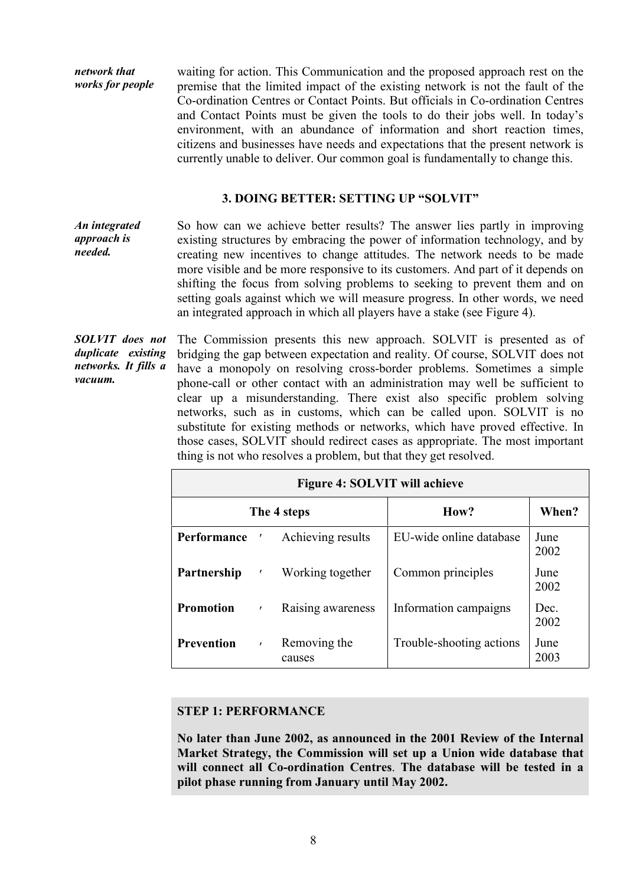*network that works for people*

waiting for action. This Communication and the proposed approach rest on the premise that the limited impact of the existing network is not the fault of the Co-ordination Centres or Contact Points. But officials in Co-ordination Centres and Contact Points must be given the tools to do their jobs well. In today's environment, with an abundance of information and short reaction times, citizens and businesses have needs and expectations that the present network is currently unable to deliver. Our common goal is fundamentally to change this.

## 3. DOING BETTER: SETTING UP "SOLVIT"

***An integrated approach is needed.***

So how can we achieve better results? The answer lies partly in improving existing structures by embracing the power of information technology, and by creating new incentives to change attitudes. The network needs to be made more visible and be more responsive to its customers. And part of it depends on shifting the focus from solving problems to seeking to prevent them and on setting goals against which we will measure progress. In other words, we need an integrated approach in which all players have a stake (see Figure 4).

***SOLVIT does not duplicate existing networks. It fills a vacuum.***

The Commission presents this new approach. SOLVIT is presented as of bridging the gap between expectation and reality. Of course, SOLVIT does not have a monopoly on resolving cross-border problems. Sometimes a simple phone-call or other contact with an administration may well be sufficient to clear up a misunderstanding. There exist also specific problem solving networks, such as in customs, which can be called upon. SOLVIT is no substitute for existing methods or networks, which have proved effective. In those cases, SOLVIT should redirect cases as appropriate. The most important thing is not who resolves a problem, but that they get resolved.

**Figure 4: SOLVIT will achieve**

| The 4 steps | | How? | When? |
|---|---|---|---|
| **Performance** | Achieving results | EU-wide online database | June 2002 |
| **Partnership** | Working together | Common principles | June 2002 |
| **Promotion** | Raising awareness | Information campaigns | Dec. 2002 |
| **Prevention** | Removing the causes | Trouble-shooting actions | June 2003 |

**STEP 1: PERFORMANCE**

**No later than June 2002, as announced in the 2001 Review of the Internal Market Strategy, the Commission will set up a Union wide database that will connect all Co-ordination Centres. The database will be tested in a pilot phase running from January until May 2002.**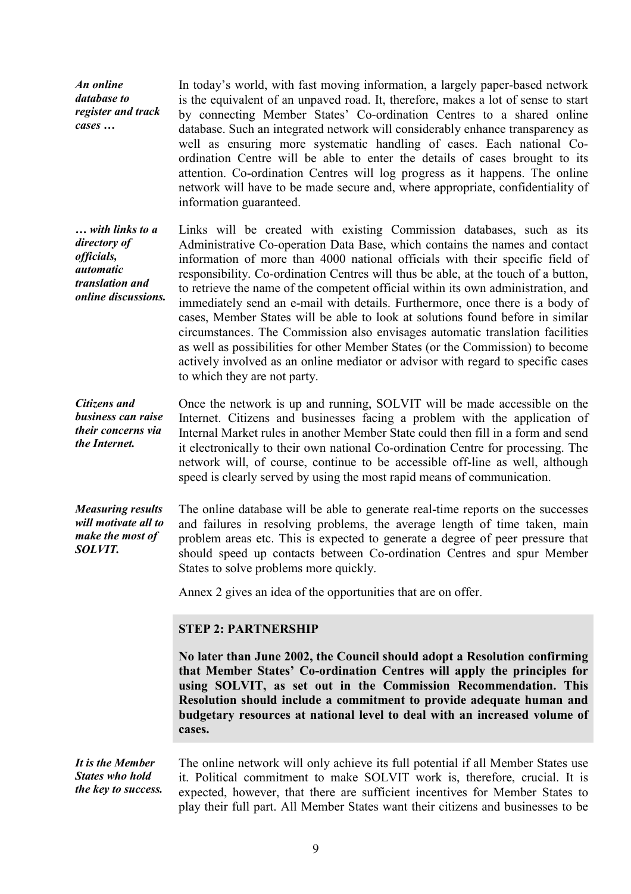*An online database to register and track cases …*

In today's world, with fast moving information, a largely paper-based network is the equivalent of an unpaved road. It, therefore, makes a lot of sense to start by connecting Member States' Co-ordination Centres to a shared online database. Such an integrated network will considerably enhance transparency as well as ensuring more systematic handling of cases. Each national Co-ordination Centre will be able to enter the details of cases brought to its attention. Co-ordination Centres will log progress as it happens. The online network will have to be made secure and, where appropriate, confidentiality of information guaranteed.

*… with links to a directory of officials, automatic translation and online discussions.*

Links will be created with existing Commission databases, such as its Administrative Co-operation Data Base, which contains the names and contact information of more than 4000 national officials with their specific field of responsibility. Co-ordination Centres will thus be able, at the touch of a button, to retrieve the name of the competent official within its own administration, and immediately send an e-mail with details. Furthermore, once there is a body of cases, Member States will be able to look at solutions found before in similar circumstances. The Commission also envisages automatic translation facilities as well as possibilities for other Member States (or the Commission) to become actively involved as an online mediator or advisor with regard to specific cases to which they are not party.

*Citizens and business can raise their concerns via the Internet.*

Once the network is up and running, SOLVIT will be made accessible on the Internet. Citizens and businesses facing a problem with the application of Internal Market rules in another Member State could then fill in a form and send it electronically to their own national Co-ordination Centre for processing. The network will, of course, continue to be accessible off-line as well, although speed is clearly served by using the most rapid means of communication.

*Measuring results will motivate all to make the most of SOLVIT.*

The online database will be able to generate real-time reports on the successes and failures in resolving problems, the average length of time taken, main problem areas etc. This is expected to generate a degree of peer pressure that should speed up contacts between Co-ordination Centres and spur Member States to solve problems more quickly.

Annex 2 gives an idea of the opportunities that are on offer.

**STEP 2: PARTNERSHIP**

**No later than June 2002, the Council should adopt a Resolution confirming that Member States' Co-ordination Centres will apply the principles for using SOLVIT, as set out in the Commission Recommendation. This Resolution should include a commitment to provide adequate human and budgetary resources at national level to deal with an increased volume of cases.**

*It is the Member States who hold the key to success.*

The online network will only achieve its full potential if all Member States use it. Political commitment to make SOLVIT work is, therefore, crucial. It is expected, however, that there are sufficient incentives for Member States to play their full part. All Member States want their citizens and businesses to be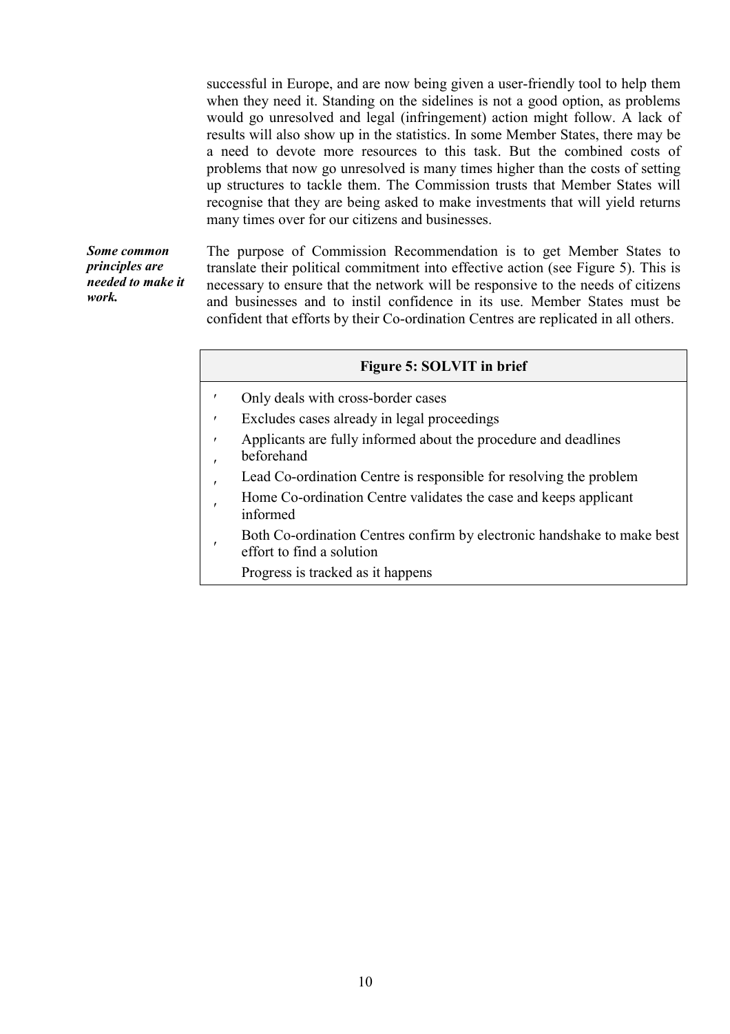successful in Europe, and are now being given a user-friendly tool to help them when they need it. Standing on the sidelines is not a good option, as problems would go unresolved and legal (infringement) action might follow. A lack of results will also show up in the statistics. In some Member States, there may be a need to devote more resources to this task. But the combined costs of problems that now go unresolved is many times higher than the costs of setting up structures to tackle them. The Commission trusts that Member States will recognise that they are being asked to make investments that will yield returns many times over for our citizens and businesses.

***Some common principles are needed to make it work.***

The purpose of Commission Recommendation is to get Member States to translate their political commitment into effective action (see Figure 5). This is necessary to ensure that the network will be responsive to the needs of citizens and businesses and to instil confidence in its use. Member States must be confident that efforts by their Co-ordination Centres are replicated in all others.

| **Figure 5: SOLVIT in brief** |
| --- |
| - Only deals with cross-border cases<br>- Excludes cases already in legal proceedings<br>- Applicants are fully informed about the procedure and deadlines beforehand<br>- Lead Co-ordination Centre is responsible for resolving the problem<br>- Home Co-ordination Centre validates the case and keeps applicant informed<br>- Both Co-ordination Centres confirm by electronic handshake to make best effort to find a solution<br>- Progress is tracked as it happens |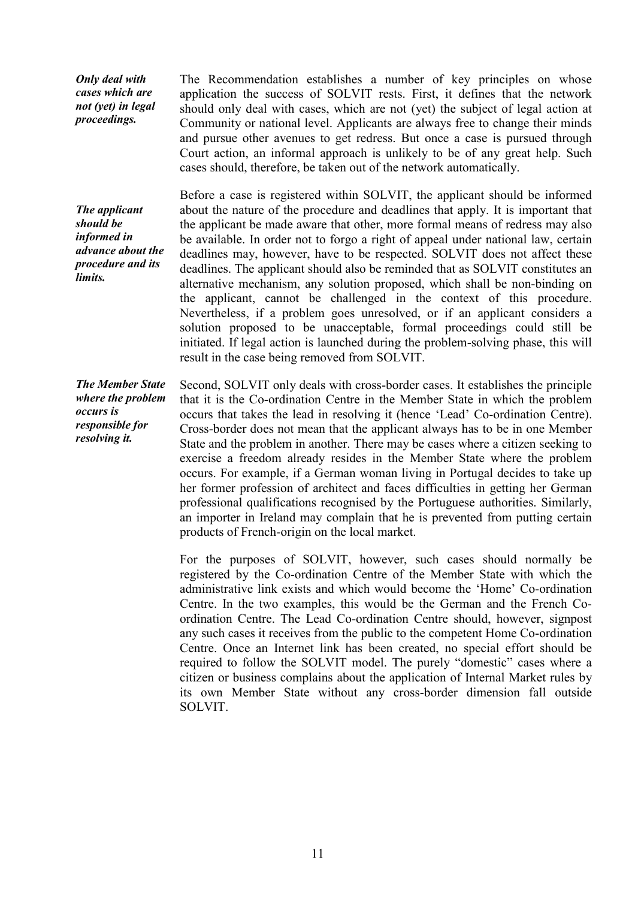*Only deal with cases which are not (yet) in legal proceedings.*

The Recommendation establishes a number of key principles on whose application the success of SOLVIT rests. First, it defines that the network should only deal with cases, which are not (yet) the subject of legal action at Community or national level. Applicants are always free to change their minds and pursue other avenues to get redress. But once a case is pursued through Court action, an informal approach is unlikely to be of any great help. Such cases should, therefore, be taken out of the network automatically.

*The applicant should be informed in advance about the procedure and its limits.*

Before a case is registered within SOLVIT, the applicant should be informed about the nature of the procedure and deadlines that apply. It is important that the applicant be made aware that other, more formal means of redress may also be available. In order not to forgo a right of appeal under national law, certain deadlines may, however, have to be respected. SOLVIT does not affect these deadlines. The applicant should also be reminded that as SOLVIT constitutes an alternative mechanism, any solution proposed, which shall be non-binding on the applicant, cannot be challenged in the context of this procedure. Nevertheless, if a problem goes unresolved, or if an applicant considers a solution proposed to be unacceptable, formal proceedings could still be initiated. If legal action is launched during the problem-solving phase, this will result in the case being removed from SOLVIT.

*The Member State where the problem occurs is responsible for resolving it.*

Second, SOLVIT only deals with cross-border cases. It establishes the principle that it is the Co-ordination Centre in the Member State in which the problem occurs that takes the lead in resolving it (hence 'Lead' Co-ordination Centre). Cross-border does not mean that the applicant always has to be in one Member State and the problem in another. There may be cases where a citizen seeking to exercise a freedom already resides in the Member State where the problem occurs. For example, if a German woman living in Portugal decides to take up her former profession of architect and faces difficulties in getting her German professional qualifications recognised by the Portuguese authorities. Similarly, an importer in Ireland may complain that he is prevented from putting certain products of French-origin on the local market.

For the purposes of SOLVIT, however, such cases should normally be registered by the Co-ordination Centre of the Member State with which the administrative link exists and which would become the 'Home' Co-ordination Centre. In the two examples, this would be the German and the French Co-ordination Centre. The Lead Co-ordination Centre should, however, signpost any such cases it receives from the public to the competent Home Co-ordination Centre. Once an Internet link has been created, no special effort should be required to follow the SOLVIT model. The purely "domestic" cases where a citizen or business complains about the application of Internal Market rules by its own Member State without any cross-border dimension fall outside SOLVIT.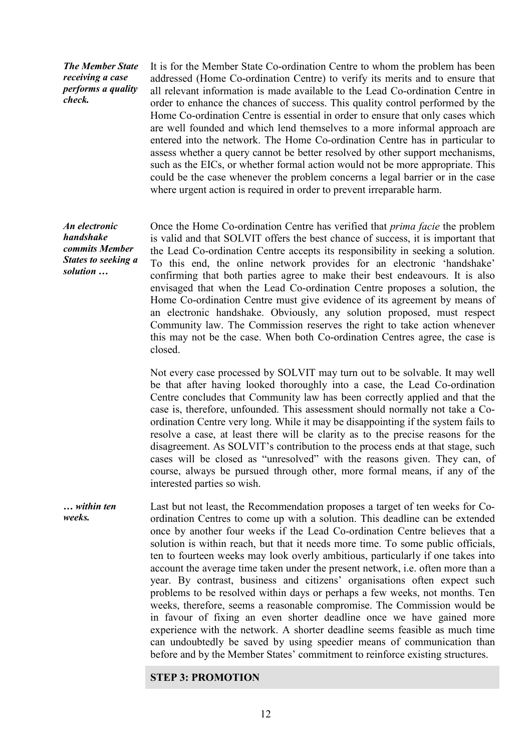*The Member State receiving a case performs a quality check.*

It is for the Member State Co-ordination Centre to whom the problem has been addressed (Home Co-ordination Centre) to verify its merits and to ensure that all relevant information is made available to the Lead Co-ordination Centre in order to enhance the chances of success. This quality control performed by the Home Co-ordination Centre is essential in order to ensure that only cases which are well founded and which lend themselves to a more informal approach are entered into the network. The Home Co-ordination Centre has in particular to assess whether a query cannot be better resolved by other support mechanisms, such as the EICs, or whether formal action would not be more appropriate. This could be the case whenever the problem concerns a legal barrier or in the case where urgent action is required in order to prevent irreparable harm.

*An electronic handshake commits Member States to seeking a solution …*

Once the Home Co-ordination Centre has verified that *prima facie* the problem is valid and that SOLVIT offers the best chance of success, it is important that the Lead Co-ordination Centre accepts its responsibility in seeking a solution. To this end, the online network provides for an electronic 'handshake' confirming that both parties agree to make their best endeavours. It is also envisaged that when the Lead Co-ordination Centre proposes a solution, the Home Co-ordination Centre must give evidence of its agreement by means of an electronic handshake. Obviously, any solution proposed, must respect Community law. The Commission reserves the right to take action whenever this may not be the case. When both Co-ordination Centres agree, the case is closed.

Not every case processed by SOLVIT may turn out to be solvable. It may well be that after having looked thoroughly into a case, the Lead Co-ordination Centre concludes that Community law has been correctly applied and that the case is, therefore, unfounded. This assessment should normally not take a Co-ordination Centre very long. While it may be disappointing if the system fails to resolve a case, at least there will be clarity as to the precise reasons for the disagreement. As SOLVIT's contribution to the process ends at that stage, such cases will be closed as "unresolved" with the reasons given. They can, of course, always be pursued through other, more formal means, if any of the interested parties so wish.

*… within ten weeks.*

Last but not least, the Recommendation proposes a target of ten weeks for Co-ordination Centres to come up with a solution. This deadline can be extended once by another four weeks if the Lead Co-ordination Centre believes that a solution is within reach, but that it needs more time. To some public officials, ten to fourteen weeks may look overly ambitious, particularly if one takes into account the average time taken under the present network, i.e. often more than a year. By contrast, business and citizens' organisations often expect such problems to be resolved within days or perhaps a few weeks, not months. Ten weeks, therefore, seems a reasonable compromise. The Commission would be in favour of fixing an even shorter deadline once we have gained more experience with the network. A shorter deadline seems feasible as much time can undoubtedly be saved by using speedier means of communication than before and by the Member States' commitment to reinforce existing structures.

## STEP 3: PROMOTION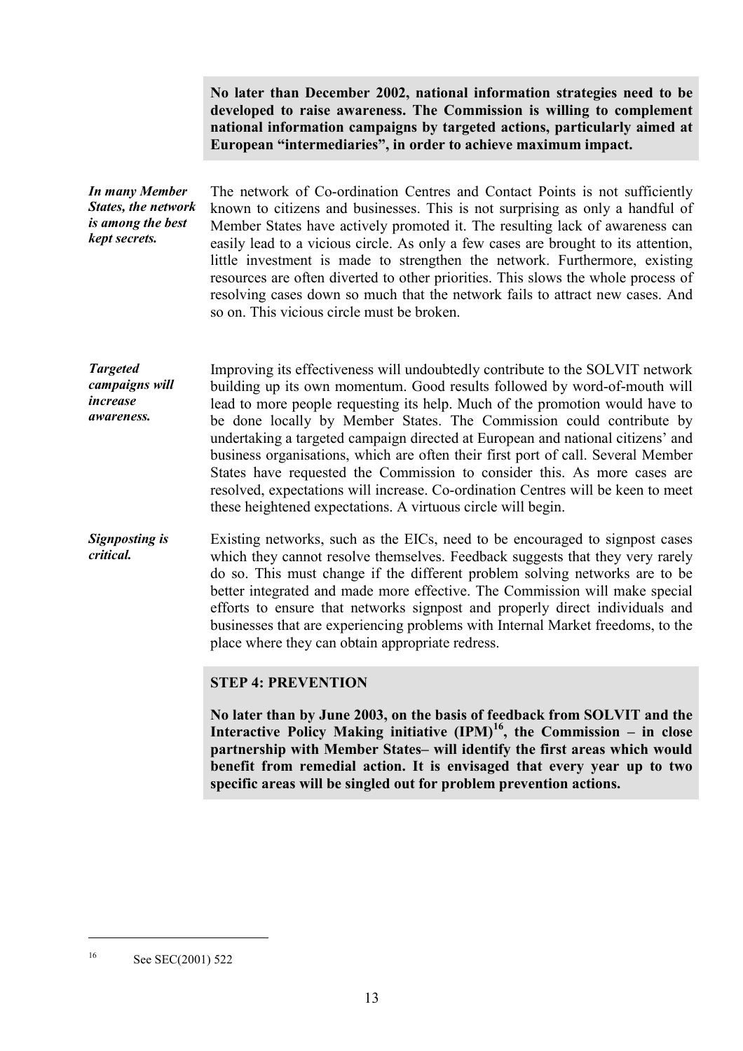**No later than December 2002, national information strategies need to be developed to raise awareness. The Commission is willing to complement national information campaigns by targeted actions, particularly aimed at European "intermediaries", in order to achieve maximum impact.**

***In many Member States, the network is among the best kept secrets.***

The network of Co-ordination Centres and Contact Points is not sufficiently known to citizens and businesses. This is not surprising as only a handful of Member States have actively promoted it. The resulting lack of awareness can easily lead to a vicious circle. As only a few cases are brought to its attention, little investment is made to strengthen the network. Furthermore, existing resources are often diverted to other priorities. This slows the whole process of resolving cases down so much that the network fails to attract new cases. And so on. This vicious circle must be broken.

***Targeted campaigns will increase awareness.***

Improving its effectiveness will undoubtedly contribute to the SOLVIT network building up its own momentum. Good results followed by word-of-mouth will lead to more people requesting its help. Much of the promotion would have to be done locally by Member States. The Commission could contribute by undertaking a targeted campaign directed at European and national citizens' and business organisations, which are often their first port of call. Several Member States have requested the Commission to consider this. As more cases are resolved, expectations will increase. Co-ordination Centres will be keen to meet these heightened expectations. A virtuous circle will begin.

***Signposting is critical.***

Existing networks, such as the EICs, need to be encouraged to signpost cases which they cannot resolve themselves. Feedback suggests that they very rarely do so. This must change if the different problem solving networks are to be better integrated and made more effective. The Commission will make special efforts to ensure that networks signpost and properly direct individuals and businesses that are experiencing problems with Internal Market freedoms, to the place where they can obtain appropriate redress.

**STEP 4: PREVENTION**

**No later than by June 2003, on the basis of feedback from SOLVIT and the Interactive Policy Making initiative (IPM)[16], the Commission – in close partnership with Member States– will identify the first areas which would benefit from remedial action. It is envisaged that every year up to two specific areas will be singled out for problem prevention actions.**

---

[16] See SEC(2001) 522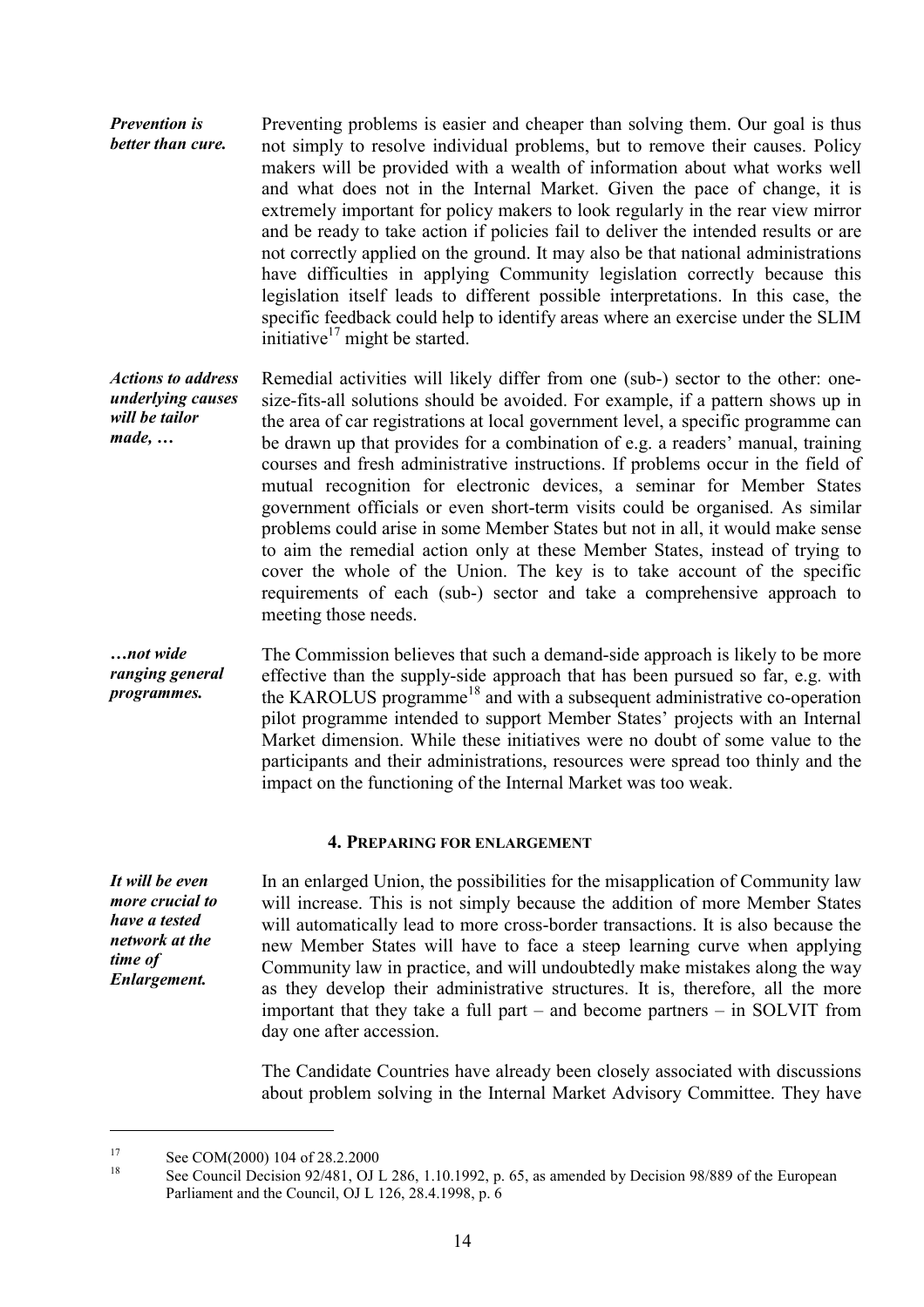*Prevention is better than cure.*

Preventing problems is easier and cheaper than solving them. Our goal is thus not simply to resolve individual problems, but to remove their causes. Policy makers will be provided with a wealth of information about what works well and what does not in the Internal Market. Given the pace of change, it is extremely important for policy makers to look regularly in the rear view mirror and be ready to take action if policies fail to deliver the intended results or are not correctly applied on the ground. It may also be that national administrations have difficulties in applying Community legislation correctly because this legislation itself leads to different possible interpretations. In this case, the specific feedback could help to identify areas where an exercise under the SLIM initiative[17] might be started.

*Actions to address underlying causes will be tailor made, …*

Remedial activities will likely differ from one (sub-) sector to the other: one-size-fits-all solutions should be avoided. For example, if a pattern shows up in the area of car registrations at local government level, a specific programme can be drawn up that provides for a combination of e.g. a readers' manual, training courses and fresh administrative instructions. If problems occur in the field of mutual recognition for electronic devices, a seminar for Member States government officials or even short-term visits could be organised. As similar problems could arise in some Member States but not in all, it would make sense to aim the remedial action only at these Member States, instead of trying to cover the whole of the Union. The key is to take account of the specific requirements of each (sub-) sector and take a comprehensive approach to meeting those needs.

*…not wide ranging general programmes.*

The Commission believes that such a demand-side approach is likely to be more effective than the supply-side approach that has been pursued so far, e.g. with the KAROLUS programme[18] and with a subsequent administrative co-operation pilot programme intended to support Member States' projects with an Internal Market dimension. While these initiatives were no doubt of some value to the participants and their administrations, resources were spread too thinly and the impact on the functioning of the Internal Market was too weak.

## 4. Preparing for enlargement

*It will be even more crucial to have a tested network at the time of Enlargement.*

In an enlarged Union, the possibilities for the misapplication of Community law will increase. This is not simply because the addition of more Member States will automatically lead to more cross-border transactions. It is also because the new Member States will have to face a steep learning curve when applying Community law in practice, and will undoubtedly make mistakes along the way as they develop their administrative structures. It is, therefore, all the more important that they take a full part – and become partners – in SOLVIT from day one after accession.

The Candidate Countries have already been closely associated with discussions about problem solving in the Internal Market Advisory Committee. They have

---

[17] See COM(2000) 104 of 28.2.2000

[18] See Council Decision 92/481, OJ L 286, 1.10.1992, p. 65, as amended by Decision 98/889 of the European Parliament and the Council, OJ L 126, 28.4.1998, p. 6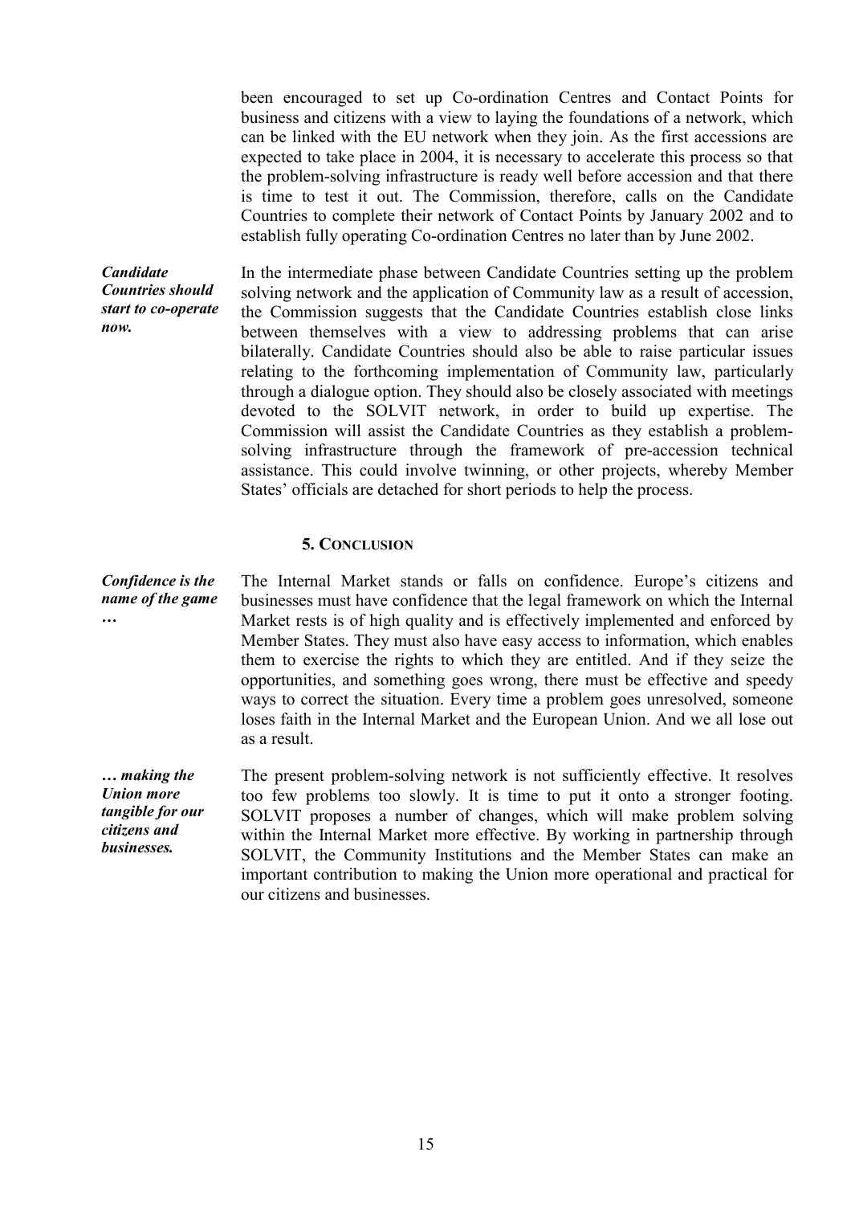been encouraged to set up Co-ordination Centres and Contact Points for business and citizens with a view to laying the foundations of a network, which can be linked with the EU network when they join. As the first accessions are expected to take place in 2004, it is necessary to accelerate this process so that the problem-solving infrastructure is ready well before accession and that there is time to test it out. The Commission, therefore, calls on the Candidate Countries to complete their network of Contact Points by January 2002 and to establish fully operating Co-ordination Centres no later than by June 2002.

***Candidate Countries should start to co-operate now.***

In the intermediate phase between Candidate Countries setting up the problem solving network and the application of Community law as a result of accession, the Commission suggests that the Candidate Countries establish close links between themselves with a view to addressing problems that can arise bilaterally. Candidate Countries should also be able to raise particular issues relating to the forthcoming implementation of Community law, particularly through a dialogue option. They should also be closely associated with meetings devoted to the SOLVIT network, in order to build up expertise. The Commission will assist the Candidate Countries as they establish a problem-solving infrastructure through the framework of pre-accession technical assistance. This could involve twinning, or other projects, whereby Member States' officials are detached for short periods to help the process.

## 5. Conclusion

***Confidence is the name of the game …***

The Internal Market stands or falls on confidence. Europe's citizens and businesses must have confidence that the legal framework on which the Internal Market rests is of high quality and is effectively implemented and enforced by Member States. They must also have easy access to information, which enables them to exercise the rights to which they are entitled. And if they seize the opportunities, and something goes wrong, there must be effective and speedy ways to correct the situation. Every time a problem goes unresolved, someone loses faith in the Internal Market and the European Union. And we all lose out as a result.

***… making the Union more tangible for our citizens and businesses.***

The present problem-solving network is not sufficiently effective. It resolves too few problems too slowly. It is time to put it onto a stronger footing. SOLVIT proposes a number of changes, which will make problem solving within the Internal Market more effective. By working in partnership through SOLVIT, the Community Institutions and the Member States can make an important contribution to making the Union more operational and practical for our citizens and businesses.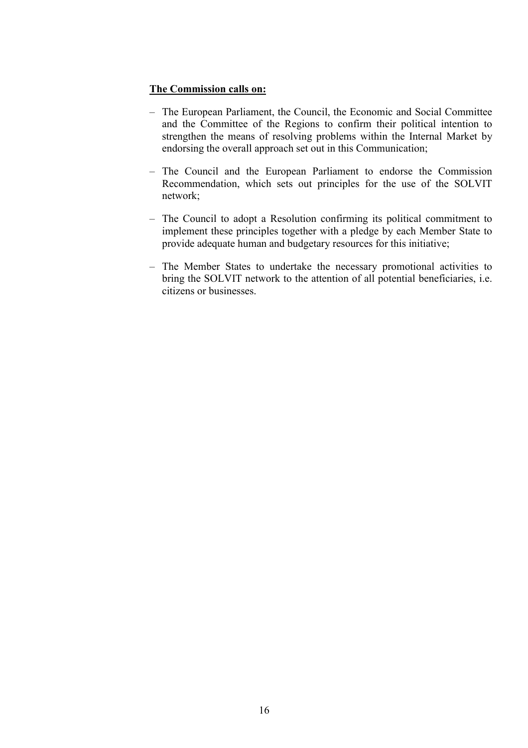**<u>The Commission calls on:</u>**

– The European Parliament, the Council, the Economic and Social Committee and the Committee of the Regions to confirm their political intention to strengthen the means of resolving problems within the Internal Market by endorsing the overall approach set out in this Communication;

– The Council and the European Parliament to endorse the Commission Recommendation, which sets out principles for the use of the SOLVIT network;

– The Council to adopt a Resolution confirming its political commitment to implement these principles together with a pledge by each Member State to provide adequate human and budgetary resources for this initiative;

– The Member States to undertake the necessary promotional activities to bring the SOLVIT network to the attention of all potential beneficiaries, i.e. citizens or businesses.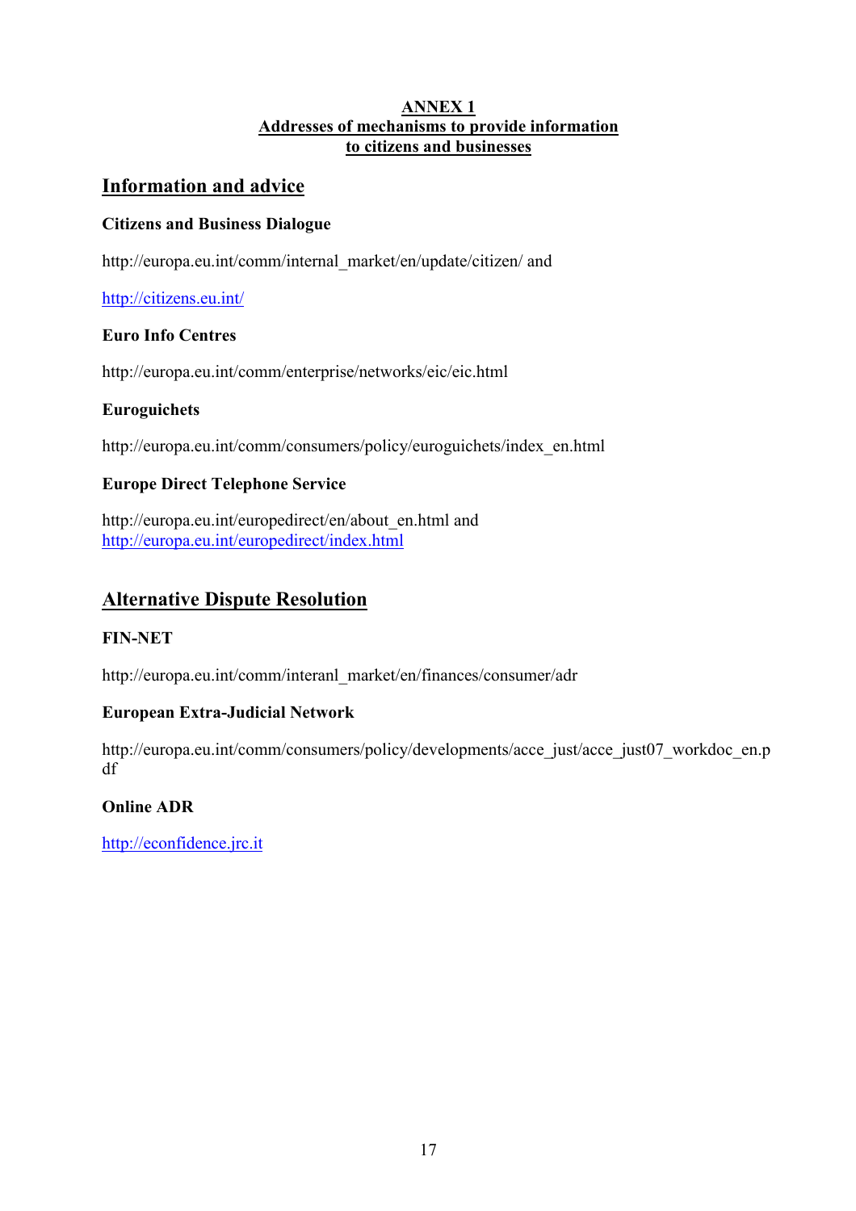**ANNEX 1**
**Addresses of mechanisms to provide information to citizens and businesses**

## Information and advice

**Citizens and Business Dialogue**

http://europa.eu.int/comm/internal_market/en/update/citizen/ and

http://citizens.eu.int/

**Euro Info Centres**

http://europa.eu.int/comm/enterprise/networks/eic/eic.html

**Euroguichets**

http://europa.eu.int/comm/consumers/policy/euroguichets/index_en.html

**Europe Direct Telephone Service**

http://europa.eu.int/europedirect/en/about_en.html and
http://europa.eu.int/europedirect/index.html

## Alternative Dispute Resolution

**FIN-NET**

http://europa.eu.int/comm/interanl_market/en/finances/consumer/adr

**European Extra-Judicial Network**

http://europa.eu.int/comm/consumers/policy/developments/acce_just/acce_just07_workdoc_en.pdf

**Online ADR**

http://econfidence.jrc.it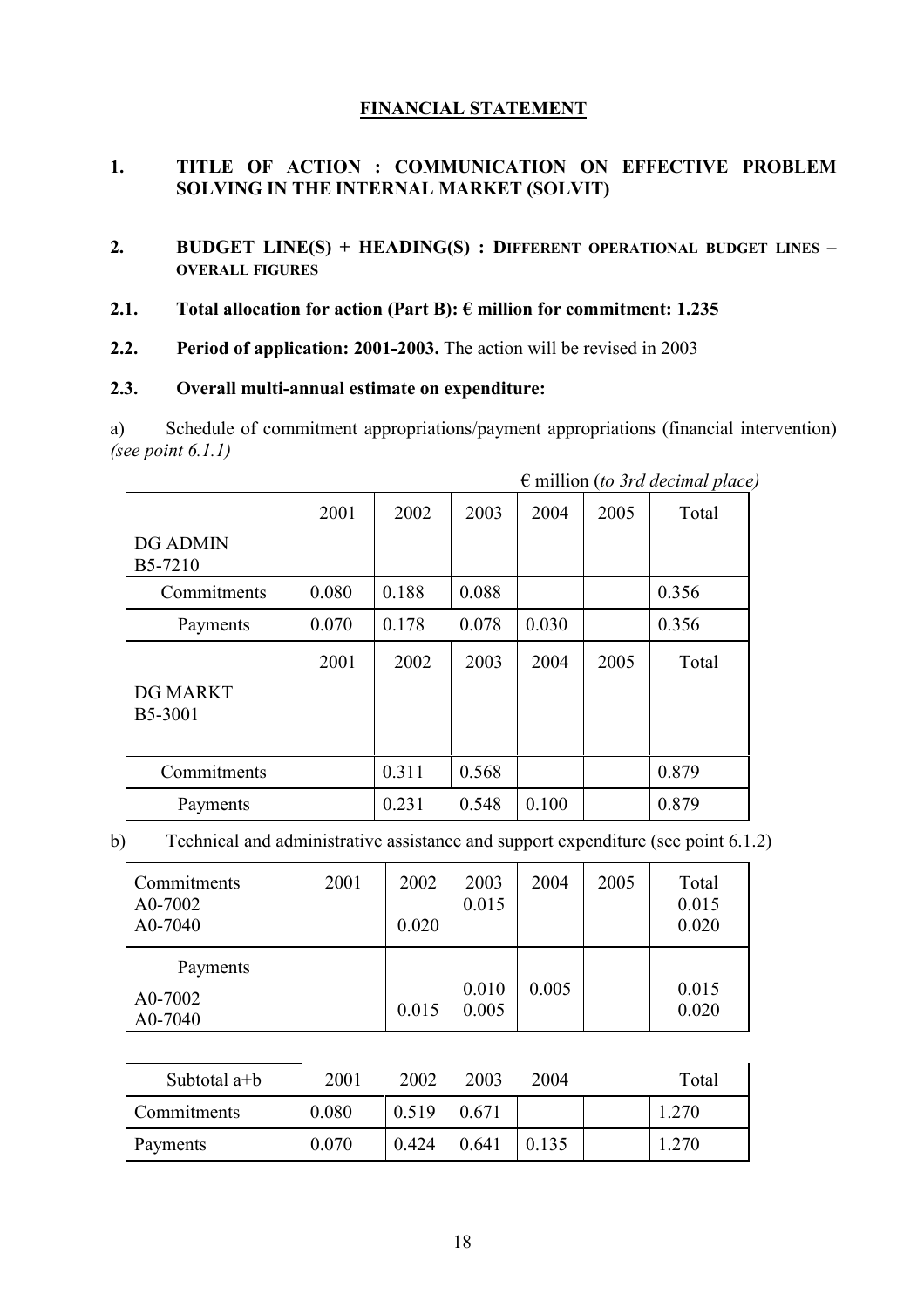# FINANCIAL STATEMENT

## 1. TITLE OF ACTION : COMMUNICATION ON EFFECTIVE PROBLEM SOLVING IN THE INTERNAL MARKET (SOLVIT)

## 2. BUDGET LINE(S) + HEADING(S) : DIFFERENT OPERATIONAL BUDGET LINES – OVERALL FIGURES

### 2.1. Total allocation for action (Part B): € million for commitment: 1.235

### 2.2. Period of application: 2001-2003. The action will be revised in 2003

### 2.3. Overall multi-annual estimate on expenditure:

a) Schedule of commitment appropriations/payment appropriations (financial intervention) *(see point 6.1.1)*

€ million (*to 3rd decimal place*)

| DG ADMIN B5-7210 | 2001 | 2002 | 2003 | 2004 | 2005 | Total |
|---|---|---|---|---|---|---|
| Commitments | 0.080 | 0.188 | 0.088 | | | 0.356 |
| Payments | 0.070 | 0.178 | 0.078 | 0.030 | | 0.356 |

| DG MARKT B5-3001 | 2001 | 2002 | 2003 | 2004 | 2005 | Total |
|---|---|---|---|---|---|---|
| Commitments | | 0.311 | 0.568 | | | 0.879 |
| Payments | | 0.231 | 0.548 | 0.100 | | 0.879 |

b) Technical and administrative assistance and support expenditure (see point 6.1.2)

| | 2001 | 2002 | 2003 | 2004 | 2005 | Total |
|---|---|---|---|---|---|---|
| Commitments | | | | | | |
| A0-7002 | | | 0.015 | | | 0.015 |
| A0-7040 | | 0.020 | | | | 0.020 |
| Payments | | | | | | |
| A0-7002 | | | 0.010 | 0.005 | | 0.015 |
| A0-7040 | | 0.015 | 0.005 | | | 0.020 |

| Subtotal a+b | 2001 | 2002 | 2003 | 2004 | | Total |
|---|---|---|---|---|---|---|
| Commitments | 0.080 | 0.519 | 0.671 | | | 1.270 |
| Payments | 0.070 | 0.424 | 0.641 | 0.135 | | 1.270 |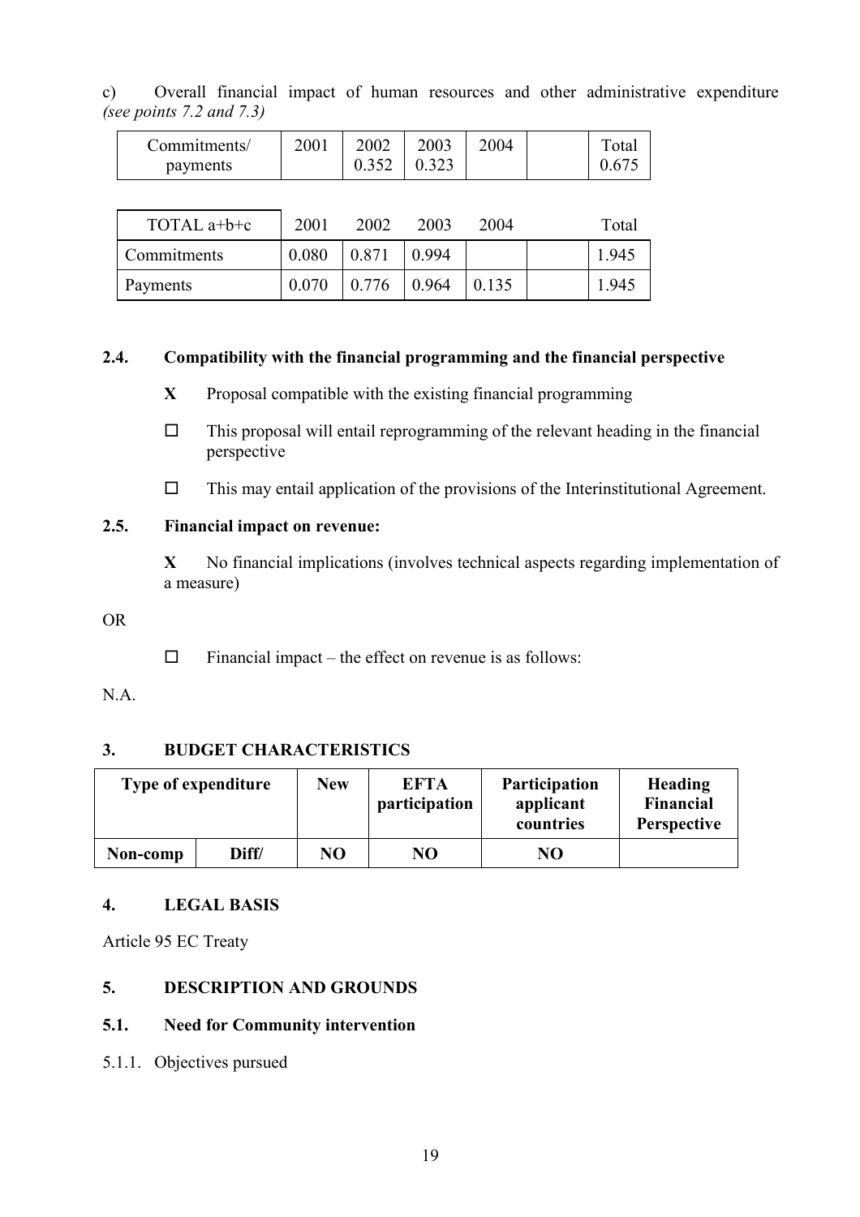c) Overall financial impact of human resources and other administrative expenditure *(see points 7.2 and 7.3)*

| Commitments/ payments | 2001 | 2002 0.352 | 2003 0.323 | 2004 | | Total 0.675 |
|---|---|---|---|---|---|---|

| TOTAL a+b+c | 2001 | 2002 | 2003 | 2004 | | Total |
|---|---|---|---|---|---|---|
| Commitments | 0.080 | 0.871 | 0.994 | | | 1.945 |
| Payments | 0.070 | 0.776 | 0.964 | 0.135 | | 1.945 |

## 2.4. Compatibility with the financial programming and the financial perspective

**X** Proposal compatible with the existing financial programming

☐ This proposal will entail reprogramming of the relevant heading in the financial perspective

☐ This may entail application of the provisions of the Interinstitutional Agreement.

## 2.5. Financial impact on revenue:

**X** No financial implications (involves technical aspects regarding implementation of a measure)

OR

☐ Financial impact – the effect on revenue is as follows:

N.A.

## 3. BUDGET CHARACTERISTICS

| Type of expenditure | | New | EFTA participation | Participation applicant countries | Heading Financial Perspective |
|---|---|---|---|---|---|
| **Non-comp** | **Diff/** | **NO** | **NO** | **NO** | |

## 4. LEGAL BASIS

Article 95 EC Treaty

## 5. DESCRIPTION AND GROUNDS

## 5.1. Need for Community intervention

5.1.1. Objectives pursued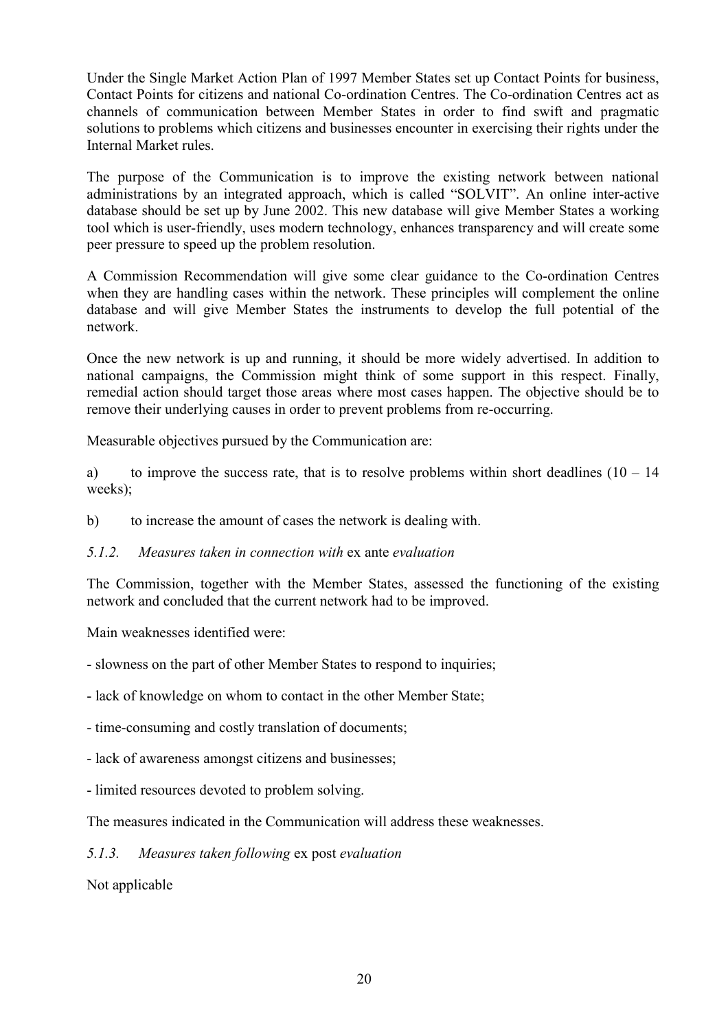Under the Single Market Action Plan of 1997 Member States set up Contact Points for business, Contact Points for citizens and national Co-ordination Centres. The Co-ordination Centres act as channels of communication between Member States in order to find swift and pragmatic solutions to problems which citizens and businesses encounter in exercising their rights under the Internal Market rules.

The purpose of the Communication is to improve the existing network between national administrations by an integrated approach, which is called "SOLVIT". An online inter-active database should be set up by June 2002. This new database will give Member States a working tool which is user-friendly, uses modern technology, enhances transparency and will create some peer pressure to speed up the problem resolution.

A Commission Recommendation will give some clear guidance to the Co-ordination Centres when they are handling cases within the network. These principles will complement the online database and will give Member States the instruments to develop the full potential of the network.

Once the new network is up and running, it should be more widely advertised. In addition to national campaigns, the Commission might think of some support in this respect. Finally, remedial action should target those areas where most cases happen. The objective should be to remove their underlying causes in order to prevent problems from re-occurring.

Measurable objectives pursued by the Communication are:

a) to improve the success rate, that is to resolve problems within short deadlines (10 – 14 weeks);

b) to increase the amount of cases the network is dealing with.

#### *5.1.2. Measures taken in connection with* ex ante *evaluation*

The Commission, together with the Member States, assessed the functioning of the existing network and concluded that the current network had to be improved.

Main weaknesses identified were:

- slowness on the part of other Member States to respond to inquiries;
- lack of knowledge on whom to contact in the other Member State;
- time-consuming and costly translation of documents;
- lack of awareness amongst citizens and businesses;
- limited resources devoted to problem solving.

The measures indicated in the Communication will address these weaknesses.

#### *5.1.3. Measures taken following* ex post *evaluation*

Not applicable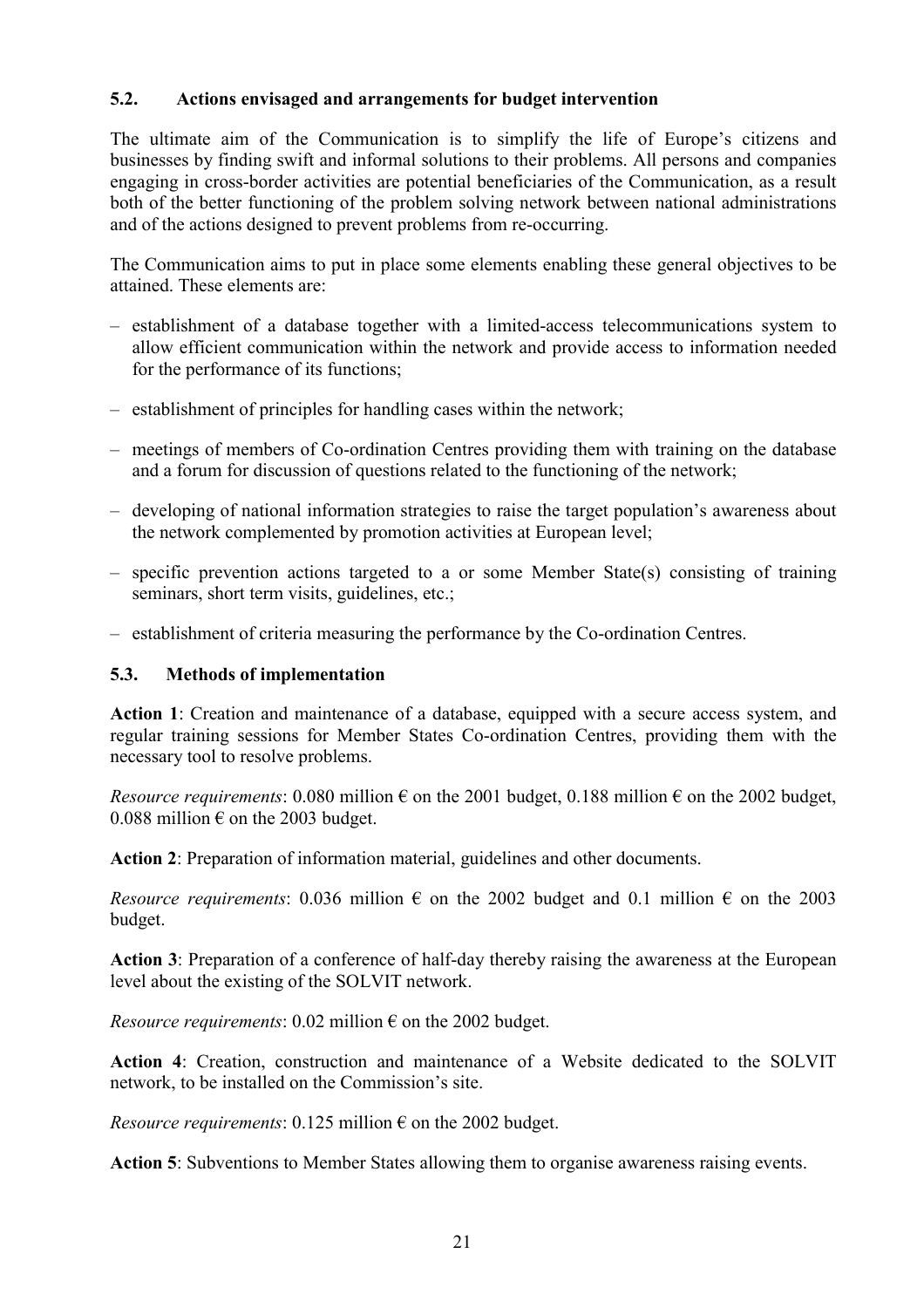### 5.2. Actions envisaged and arrangements for budget intervention

The ultimate aim of the Communication is to simplify the life of Europe's citizens and businesses by finding swift and informal solutions to their problems. All persons and companies engaging in cross-border activities are potential beneficiaries of the Communication, as a result both of the better functioning of the problem solving network between national administrations and of the actions designed to prevent problems from re-occurring.

The Communication aims to put in place some elements enabling these general objectives to be attained. These elements are:

– establishment of a database together with a limited-access telecommunications system to allow efficient communication within the network and provide access to information needed for the performance of its functions;

– establishment of principles for handling cases within the network;

– meetings of members of Co-ordination Centres providing them with training on the database and a forum for discussion of questions related to the functioning of the network;

– developing of national information strategies to raise the target population's awareness about the network complemented by promotion activities at European level;

– specific prevention actions targeted to a or some Member State(s) consisting of training seminars, short term visits, guidelines, etc.;

– establishment of criteria measuring the performance by the Co-ordination Centres.

### 5.3. Methods of implementation

**Action 1**: Creation and maintenance of a database, equipped with a secure access system, and regular training sessions for Member States Co-ordination Centres, providing them with the necessary tool to resolve problems.

*Resource requirements*: 0.080 million € on the 2001 budget, 0.188 million € on the 2002 budget, 0.088 million € on the 2003 budget.

**Action 2**: Preparation of information material, guidelines and other documents.

*Resource requirements*: 0.036 million € on the 2002 budget and 0.1 million € on the 2003 budget.

**Action 3**: Preparation of a conference of half-day thereby raising the awareness at the European level about the existing of the SOLVIT network.

*Resource requirements*: 0.02 million € on the 2002 budget.

**Action 4**: Creation, construction and maintenance of a Website dedicated to the SOLVIT network, to be installed on the Commission's site.

*Resource requirements*: 0.125 million € on the 2002 budget.

**Action 5**: Subventions to Member States allowing them to organise awareness raising events.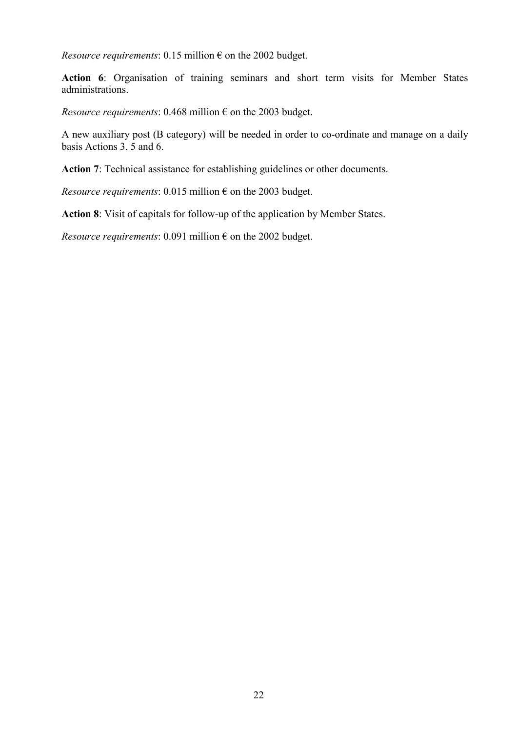*Resource requirements*: 0.15 million € on the 2002 budget.

**Action 6**: Organisation of training seminars and short term visits for Member States administrations.

*Resource requirements*: 0.468 million € on the 2003 budget.

A new auxiliary post (B category) will be needed in order to co-ordinate and manage on a daily basis Actions 3, 5 and 6.

**Action 7**: Technical assistance for establishing guidelines or other documents.

*Resource requirements*: 0.015 million € on the 2003 budget.

**Action 8**: Visit of capitals for follow-up of the application by Member States.

*Resource requirements*: 0.091 million € on the 2002 budget.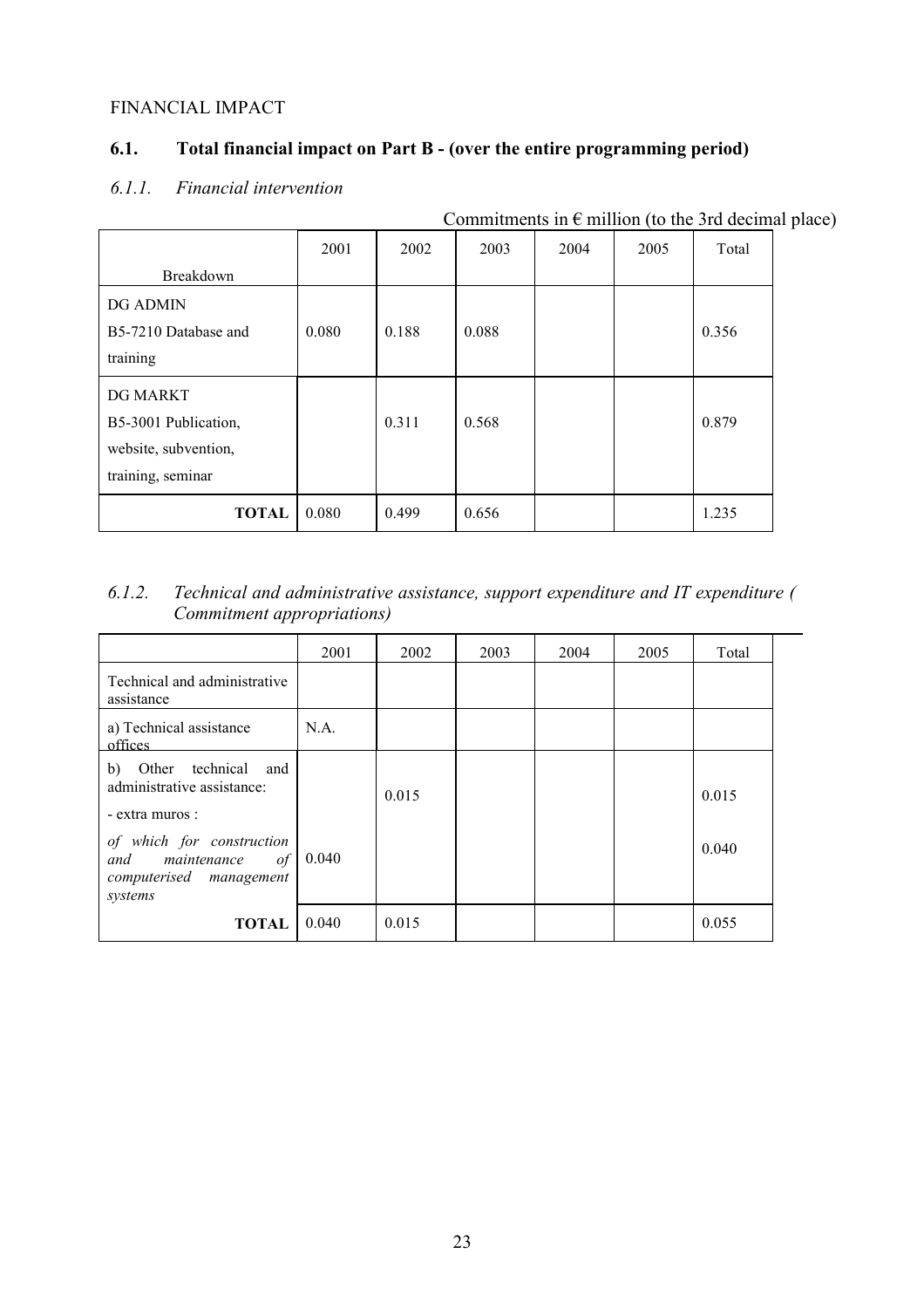FINANCIAL IMPACT

### 6.1. Total financial impact on Part B - (over the entire programming period)

#### *6.1.1. Financial intervention*

Commitments in € million (to the 3rd decimal place)

| Breakdown | 2001 | 2002 | 2003 | 2004 | 2005 | Total |
|---|---|---|---|---|---|---|
| DG ADMIN<br>B5-7210 Database and training | 0.080 | 0.188 | 0.088 | | | 0.356 |
| DG MARKT<br>B5-3001 Publication, website, subvention, training, seminar | | 0.311 | 0.568 | | | 0.879 |
| **TOTAL** | 0.080 | 0.499 | 0.656 | | | 1.235 |

#### *6.1.2. Technical and administrative assistance, support expenditure and IT expenditure ( Commitment appropriations)*

| | 2001 | 2002 | 2003 | 2004 | 2005 | Total |
|---|---|---|---|---|---|---|
| Technical and administrative assistance | | | | | | |
| a) Technical assistance offices | N.A. | | | | | |
| b) Other technical and administrative assistance:<br>- extra muros : | | 0.015 | | | | 0.015 |
| *of which for construction and maintenance of computerised management systems* | 0.040 | | | | | 0.040 |
| **TOTAL** | 0.040 | 0.015 | | | | 0.055 |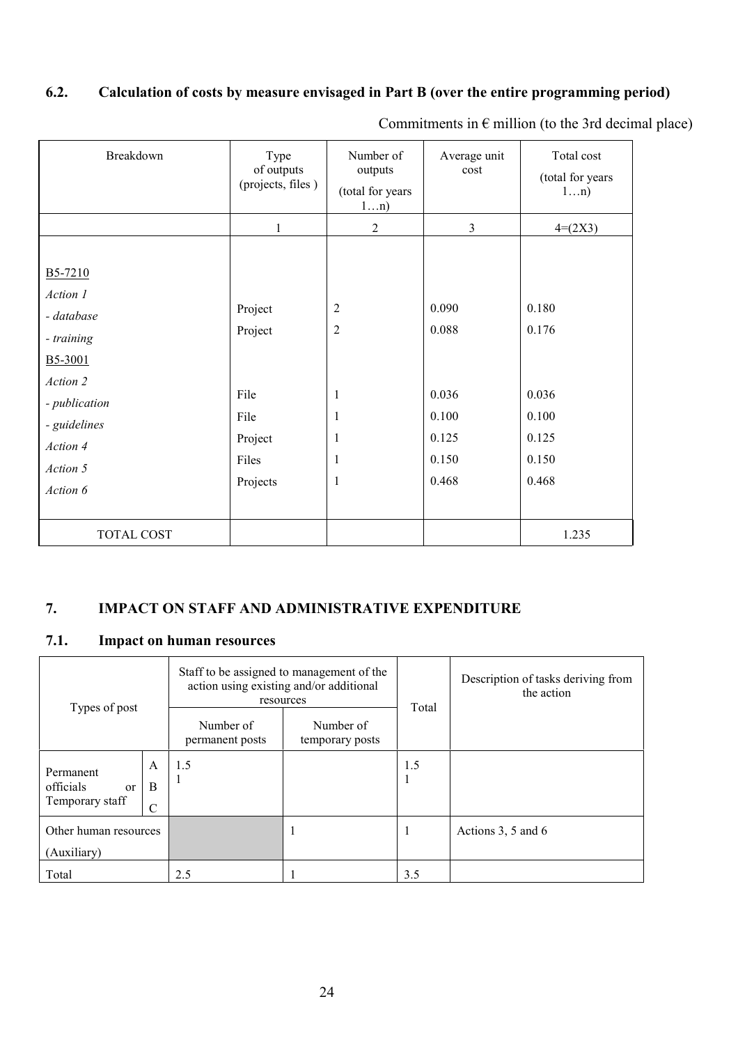### 6.2. Calculation of costs by measure envisaged in Part B (over the entire programming period)

Commitments in € million (to the 3rd decimal place)

| Breakdown | Type of outputs (projects, files ) | Number of outputs (total for years 1…n) | Average unit cost | Total cost (total for years 1…n) |
|---|---|---|---|---|
| | 1 | 2 | 3 | 4=(2X3) |
| B5-7210 | | | | |
| *Action 1* | | | | |
| *- database* | Project | 2 | 0.090 | 0.180 |
| *- training* | Project | 2 | 0.088 | 0.176 |
| B5-3001 | | | | |
| *Action 2* | | | | |
| *- publication* | File | 1 | 0.036 | 0.036 |
| *- guidelines* | File | 1 | 0.100 | 0.100 |
| *Action 4* | Project | 1 | 0.125 | 0.125 |
| *Action 5* | Files | 1 | 0.150 | 0.150 |
| *Action 6* | Projects | 1 | 0.468 | 0.468 |
| TOTAL COST | | | | 1.235 |

## 7. IMPACT ON STAFF AND ADMINISTRATIVE EXPENDITURE

### 7.1. Impact on human resources

| Types of post | | Staff to be assigned to management of the action using existing and/or additional resources | | Total | Description of tasks deriving from the action |
|---|---|---|---|---|---|
| | | Number of permanent posts | Number of temporary posts | | |
| Permanent officials or Temporary staff | A | 1.5 | | 1.5 | |
| | B | 1 | | 1 | |
| | C | | | | |
| Other human resources (Auxiliary) | | | 1 | 1 | Actions 3, 5 and 6 |
| Total | | 2.5 | 1 | 3.5 | |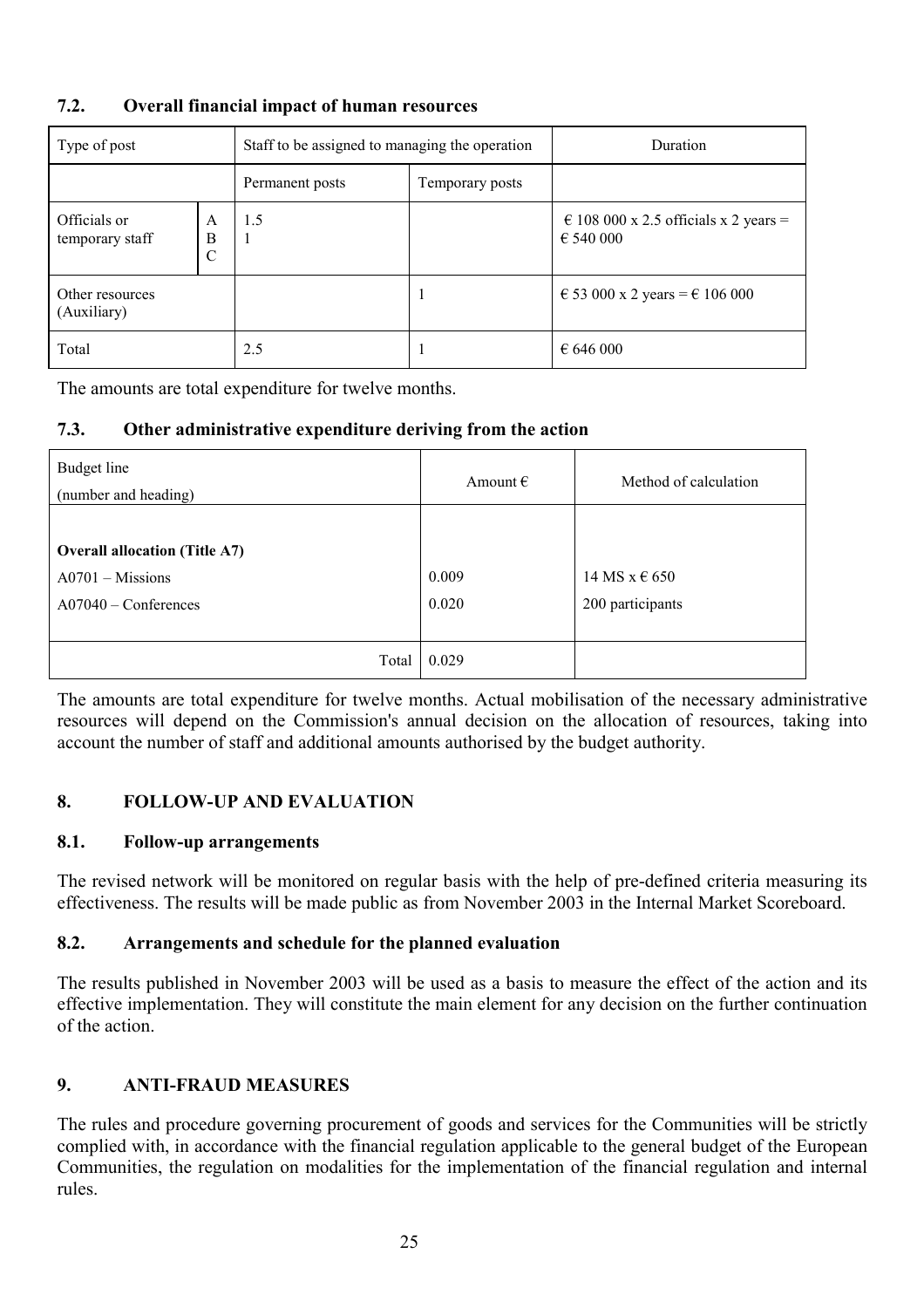### 7.2. Overall financial impact of human resources

| Type of post | | Staff to be assigned to managing the operation | | Duration |
|---|---|---|---|---|
| | | Permanent posts | Temporary posts | |
| Officials or temporary staff | A<br>B<br>C | 1.5<br>1 | | € 108 000 x 2.5 officials x 2 years = € 540 000 |
| Other resources (Auxiliary) | | | 1 | € 53 000 x 2 years = € 106 000 |
| Total | | 2.5 | 1 | € 646 000 |

The amounts are total expenditure for twelve months.

### 7.3. Other administrative expenditure deriving from the action

| Budget line<br>(number and heading) | Amount € | Method of calculation |
|---|---|---|
| **Overall allocation (Title A7)** | | |
| A0701 – Missions | 0.009 | 14 MS x € 650 |
| A07040 – Conferences | 0.020 | 200 participants |
| Total | 0.029 | |

The amounts are total expenditure for twelve months. Actual mobilisation of the necessary administrative resources will depend on the Commission's annual decision on the allocation of resources, taking into account the number of staff and additional amounts authorised by the budget authority.

## 8. FOLLOW-UP AND EVALUATION

### 8.1. Follow-up arrangements

The revised network will be monitored on regular basis with the help of pre-defined criteria measuring its effectiveness. The results will be made public as from November 2003 in the Internal Market Scoreboard.

### 8.2. Arrangements and schedule for the planned evaluation

The results published in November 2003 will be used as a basis to measure the effect of the action and its effective implementation. They will constitute the main element for any decision on the further continuation of the action.

## 9. ANTI-FRAUD MEASURES

The rules and procedure governing procurement of goods and services for the Communities will be strictly complied with, in accordance with the financial regulation applicable to the general budget of the European Communities, the regulation on modalities for the implementation of the financial regulation and internal rules.